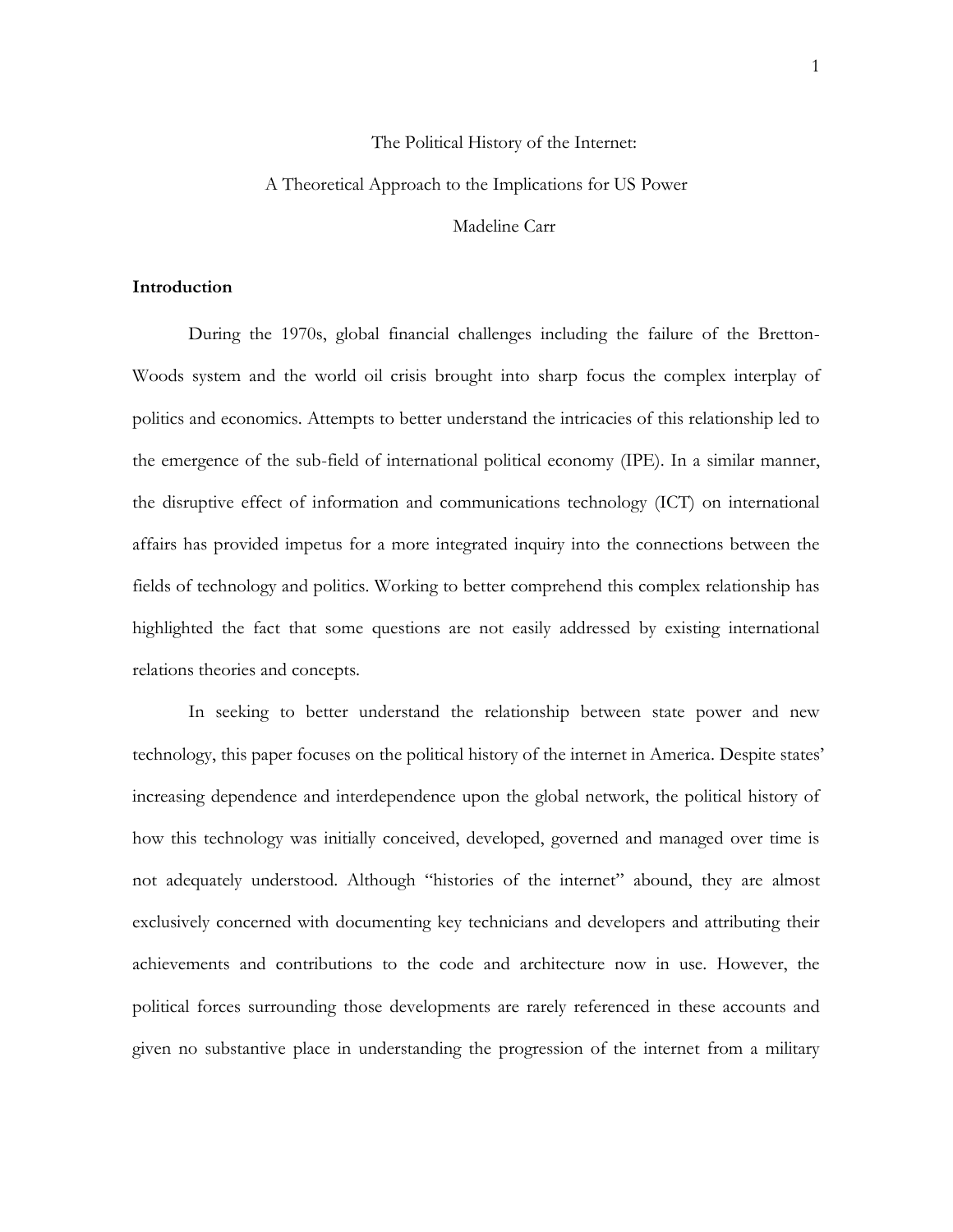The Political History of the Internet:

A Theoretical Approach to the Implications for US Power

Madeline Carr

## Introduction

During the 1970s, global financial challenges including the failure of the Bretton-Woods system and the world oil crisis brought into sharp focus the complex interplay of politics and economics. Attempts to better understand the intricacies of this relationship led to the emergence of the sub-field of international political economy (IPE). In a similar manner, the disruptive effect of information and communications technology (ICT) on international affairs has provided impetus for a more integrated inquiry into the connections between the fields of technology and politics. Working to better comprehend this complex relationship has highlighted the fact that some questions are not easily addressed by existing international relations theories and concepts.

In seeking to better understand the relationship between state power and new technology, this paper focuses on the political history of the internet in America. Despite states' increasing dependence and interdependence upon the global network, the political history of how this technology was initially conceived, developed, governed and managed over time is not adequately understood. Although "histories of the internet" abound, they are almost exclusively concerned with documenting key technicians and developers and attributing their achievements and contributions to the code and architecture now in use. However, the political forces surrounding those developments are rarely referenced in these accounts and given no substantive place in understanding the progression of the internet from a military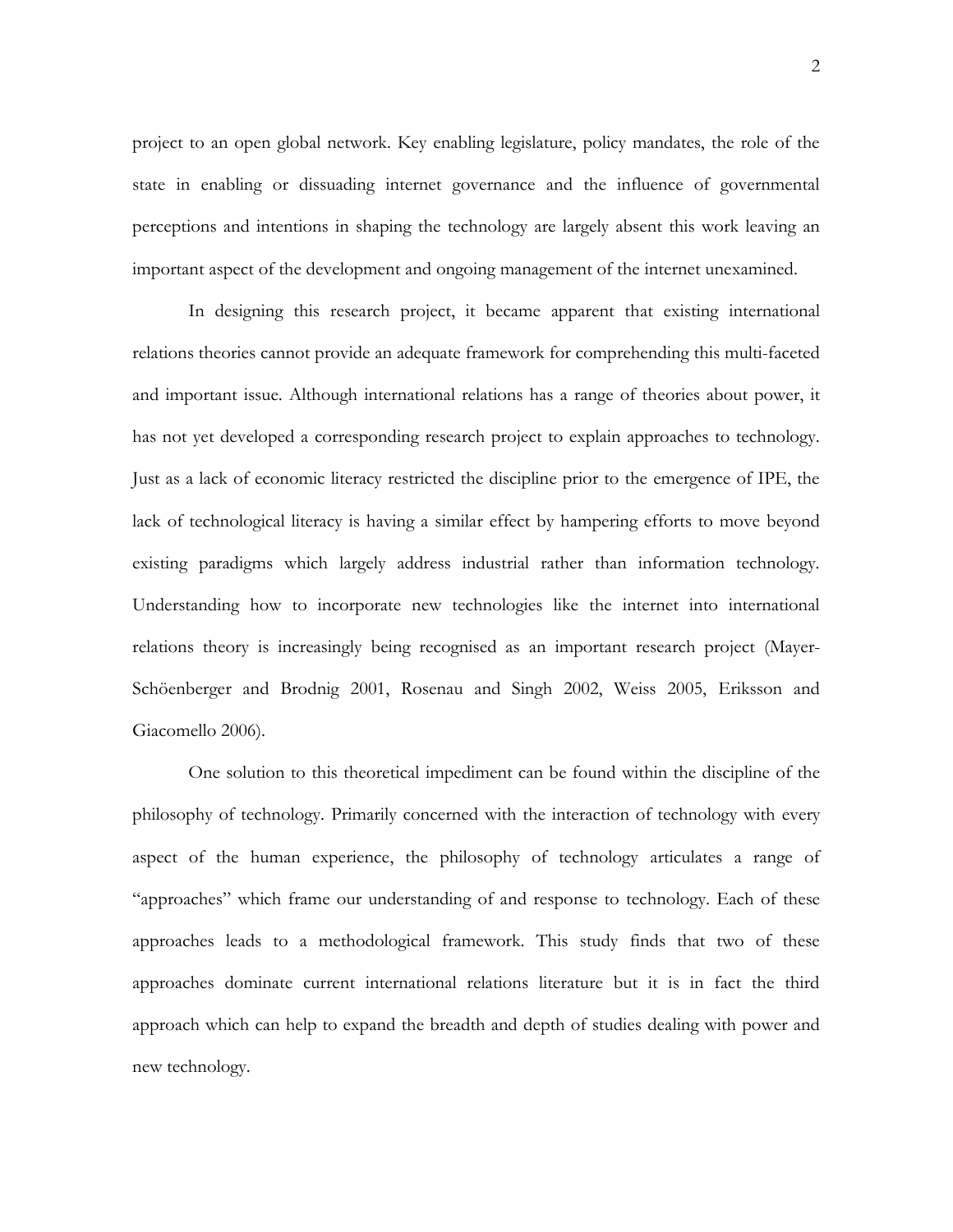project to an open global network. Key enabling legislature, policy mandates, the role of the state in enabling or dissuading internet governance and the influence of governmental perceptions and intentions in shaping the technology are largely absent this work leaving an important aspect of the development and ongoing management of the internet unexamined.

In designing this research project, it became apparent that existing international relations theories cannot provide an adequate framework for comprehending this multi-faceted and important issue. Although international relations has a range of theories about power, it has not yet developed a corresponding research project to explain approaches to technology. Just as a lack of economic literacy restricted the discipline prior to the emergence of IPE, the lack of technological literacy is having a similar effect by hampering efforts to move beyond existing paradigms which largely address industrial rather than information technology. Understanding how to incorporate new technologies like the internet into international relations theory is increasingly being recognised as an important research project (Mayer-Schöenberger and Brodnig 2001, Rosenau and Singh 2002, Weiss 2005, Eriksson and Giacomello 2006).

One solution to this theoretical impediment can be found within the discipline of the philosophy of technology. Primarily concerned with the interaction of technology with every aspect of the human experience, the philosophy of technology articulates a range of "approaches" which frame our understanding of and response to technology. Each of these approaches leads to a methodological framework. This study finds that two of these approaches dominate current international relations literature but it is in fact the third approach which can help to expand the breadth and depth of studies dealing with power and new technology.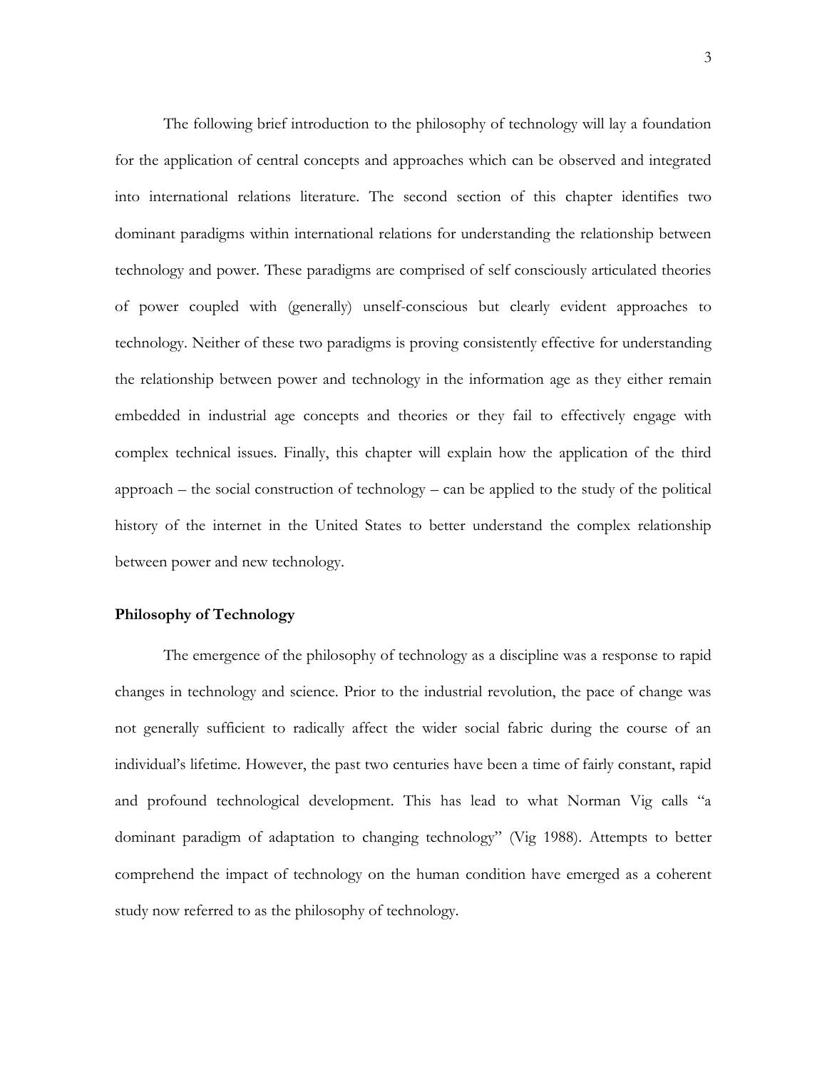The following brief introduction to the philosophy of technology will lay a foundation for the application of central concepts and approaches which can be observed and integrated into international relations literature. The second section of this chapter identifies two dominant paradigms within international relations for understanding the relationship between technology and power. These paradigms are comprised of self consciously articulated theories of power coupled with (generally) unself-conscious but clearly evident approaches to technology. Neither of these two paradigms is proving consistently effective for understanding the relationship between power and technology in the information age as they either remain embedded in industrial age concepts and theories or they fail to effectively engage with complex technical issues. Finally, this chapter will explain how the application of the third approach – the social construction of technology – can be applied to the study of the political history of the internet in the United States to better understand the complex relationship between power and new technology.

**Philosophy of Technology**

The emergence of the philosophy of technology as a discipline was a response to rapid changes in technology and science. Prior to the industrial revolution, the pace of change was not generally sufficient to radically affect the wider social fabric during the course of an individual's lifetime. However, the past two centuries have been a time of fairly constant, rapid and profound technological development. This has lead to what Norman Vig calls "a dominant paradigm of adaptation to changing technology" (Vig 1988). Attempts to better comprehend the impact of technology on the human condition have emerged as a coherent study now referred to as the philosophy of technology.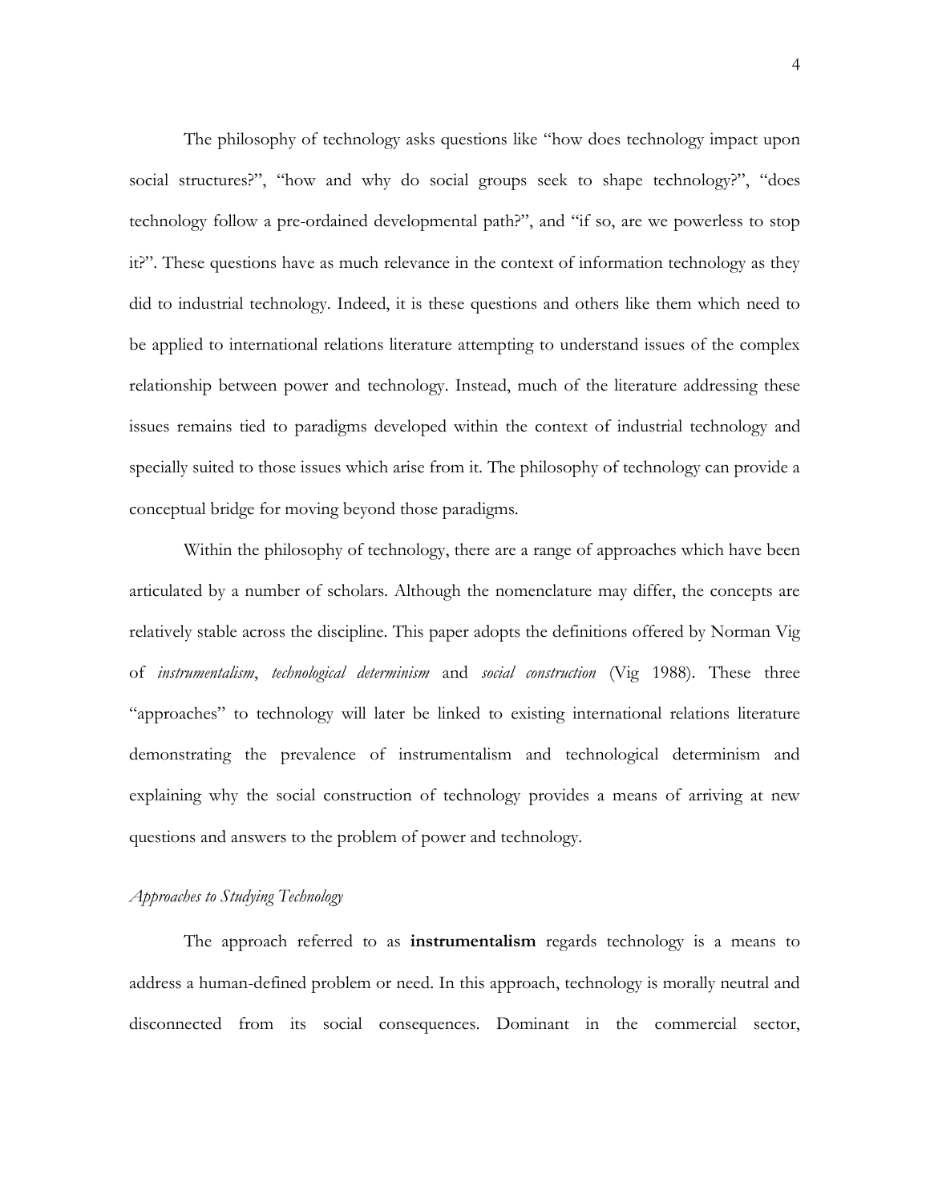The philosophy of technology asks questions like "how does technology impact upon social structures?", "how and why do social groups seek to shape technology?", "does technology follow a pre-ordained developmental path?", and "if so, are we powerless to stop it?". These questions have as much relevance in the context of information technology as they did to industrial technology. Indeed, it is these questions and others like them which need to be applied to international relations literature attempting to understand issues of the complex relationship between power and technology. Instead, much of the literature addressing these issues remains tied to paradigms developed within the context of industrial technology and specially suited to those issues which arise from it. The philosophy of technology can provide a conceptual bridge for moving beyond those paradigms.

Within the philosophy of technology, there are a range of approaches which have been articulated by a number of scholars. Although the nomenclature may differ, the concepts are relatively stable across the discipline. This paper adopts the definitions offered by Norman Vig of *instrumentalism*, *technological determinism* and *social construction* (Vig 1988). These three "approaches" to technology will later be linked to existing international relations literature demonstrating the prevalence of instrumentalism and technological determinism and explaining why the social construction of technology provides a means of arriving at new questions and answers to the problem of power and technology.

*Approaches to Studying Technology*

The approach referred to as **instrumentalism** regards technology is a means to address a human-defined problem or need. In this approach, technology is morally neutral and disconnected from its social consequences. Dominant in the commercial sector,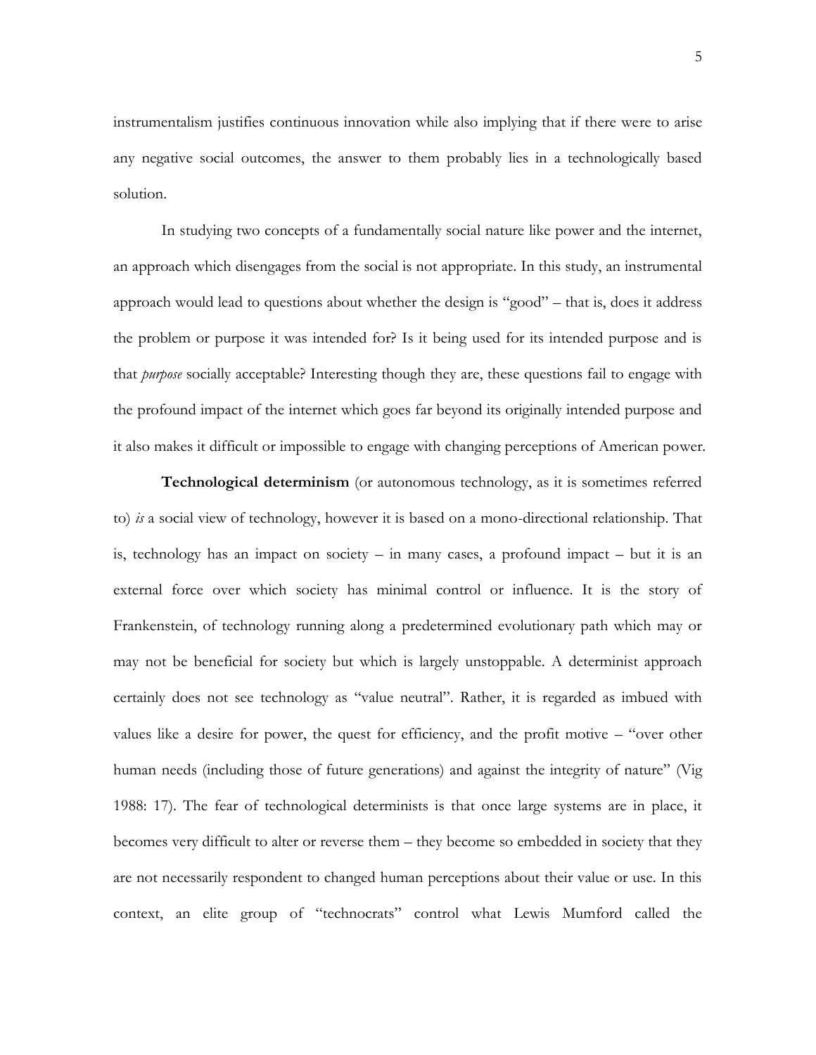instrumentalism justifies continuous innovation while also implying that if there were to arise any negative social outcomes, the answer to them probably lies in a technologically based solution.

In studying two concepts of a fundamentally social nature like power and the internet, an approach which disengages from the social is not appropriate. In this study, an instrumental approach would lead to questions about whether the design is "good" – that is, does it address the problem or purpose it was intended for? Is it being used for its intended purpose and is that *purpose* socially acceptable? Interesting though they are, these questions fail to engage with the profound impact of the internet which goes far beyond its originally intended purpose and it also makes it difficult or impossible to engage with changing perceptions of American power.

**Technological determinism** (or autonomous technology, as it is sometimes referred to) *is* a social view of technology, however it is based on a mono-directional relationship. That is, technology has an impact on society – in many cases, a profound impact – but it is an external force over which society has minimal control or influence. It is the story of Frankenstein, of technology running along a predetermined evolutionary path which may or may not be beneficial for society but which is largely unstoppable. A determinist approach certainly does not see technology as "value neutral". Rather, it is regarded as imbued with values like a desire for power, the quest for efficiency, and the profit motive – "over other human needs (including those of future generations) and against the integrity of nature" (Vig 1988: 17). The fear of technological determinists is that once large systems are in place, it becomes very difficult to alter or reverse them – they become so embedded in society that they are not necessarily respondent to changed human perceptions about their value or use. In this context, an elite group of "technocrats" control what Lewis Mumford called the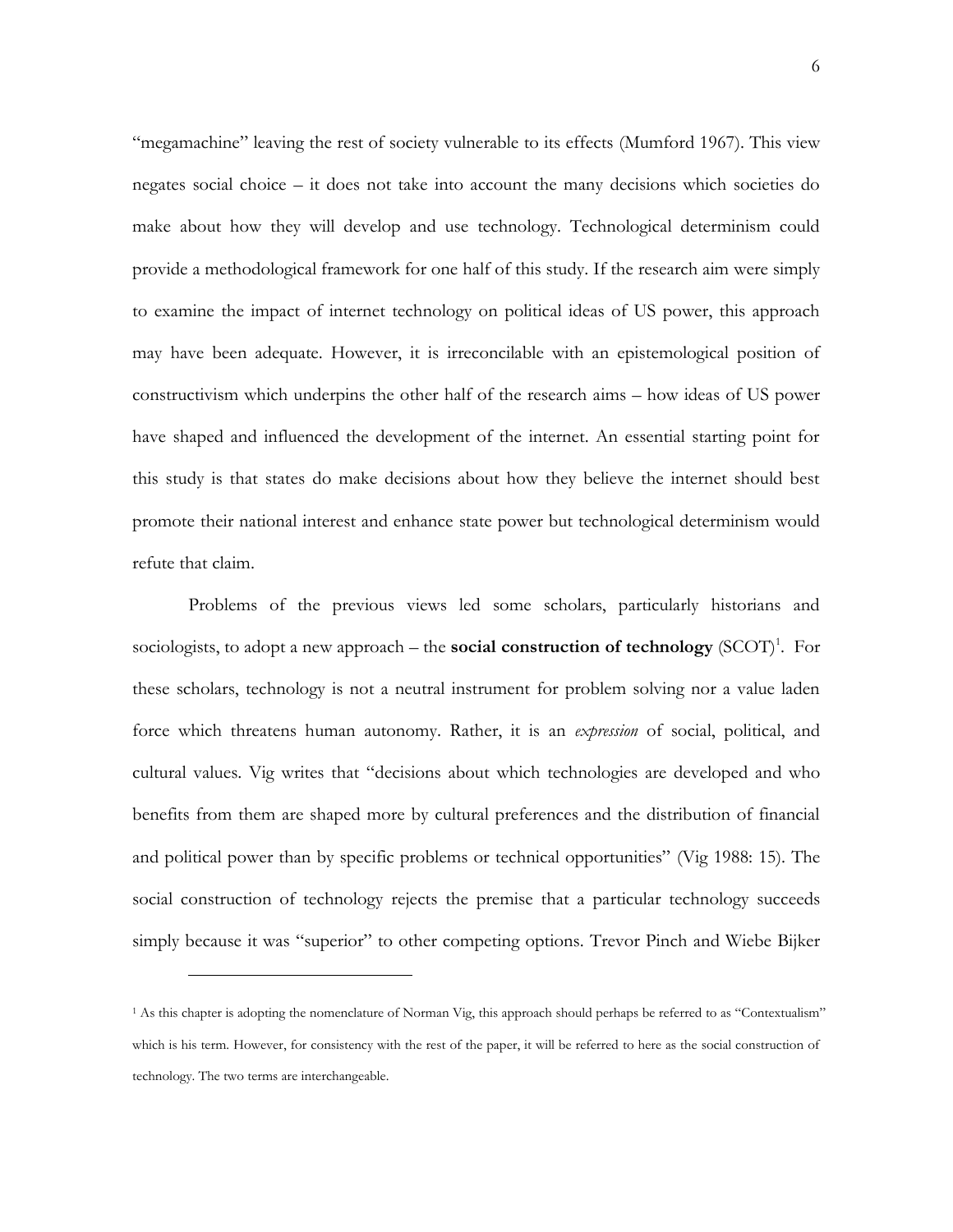"megamachine" leaving the rest of society vulnerable to its effects (Mumford 1967). This view negates social choice – it does not take into account the many decisions which societies do make about how they will develop and use technology. Technological determinism could provide a methodological framework for one half of this study. If the research aim were simply to examine the impact of internet technology on political ideas of US power, this approach may have been adequate. However, it is irreconcilable with an epistemological position of constructivism which underpins the other half of the research aims – how ideas of US power have shaped and influenced the development of the internet. An essential starting point for this study is that states do make decisions about how they believe the internet should best promote their national interest and enhance state power but technological determinism would refute that claim.

Problems of the previous views led some scholars, particularly historians and sociologists, to adopt a new approach – the **social construction of technology** (SCOT)[1]. For these scholars, technology is not a neutral instrument for problem solving nor a value laden force which threatens human autonomy. Rather, it is an *expression* of social, political, and cultural values. Vig writes that "decisions about which technologies are developed and who benefits from them are shaped more by cultural preferences and the distribution of financial and political power than by specific problems or technical opportunities" (Vig 1988: 15). The social construction of technology rejects the premise that a particular technology succeeds simply because it was "superior" to other competing options. Trevor Pinch and Wiebe Bijker

[1] As this chapter is adopting the nomenclature of Norman Vig, this approach should perhaps be referred to as "Contextualism" which is his term. However, for consistency with the rest of the paper, it will be referred to here as the social construction of technology. The two terms are interchangeable.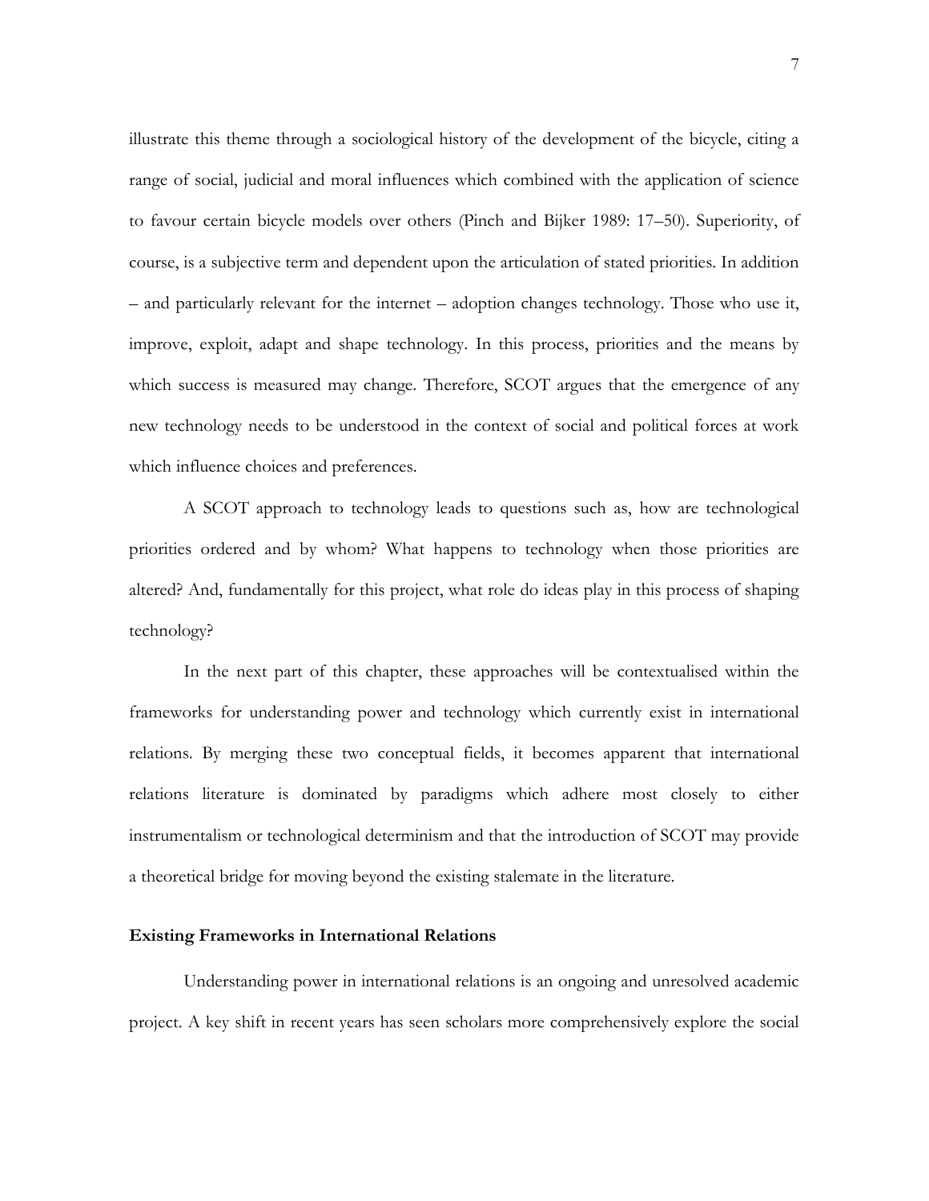illustrate this theme through a sociological history of the development of the bicycle, citing a range of social, judicial and moral influences which combined with the application of science to favour certain bicycle models over others (Pinch and Bijker 1989: 17–50). Superiority, of course, is a subjective term and dependent upon the articulation of stated priorities. In addition – and particularly relevant for the internet – adoption changes technology. Those who use it, improve, exploit, adapt and shape technology. In this process, priorities and the means by which success is measured may change. Therefore, SCOT argues that the emergence of any new technology needs to be understood in the context of social and political forces at work which influence choices and preferences.

A SCOT approach to technology leads to questions such as, how are technological priorities ordered and by whom? What happens to technology when those priorities are altered? And, fundamentally for this project, what role do ideas play in this process of shaping technology?

In the next part of this chapter, these approaches will be contextualised within the frameworks for understanding power and technology which currently exist in international relations. By merging these two conceptual fields, it becomes apparent that international relations literature is dominated by paradigms which adhere most closely to either instrumentalism or technological determinism and that the introduction of SCOT may provide a theoretical bridge for moving beyond the existing stalemate in the literature.

**Existing Frameworks in International Relations**

Understanding power in international relations is an ongoing and unresolved academic project. A key shift in recent years has seen scholars more comprehensively explore the social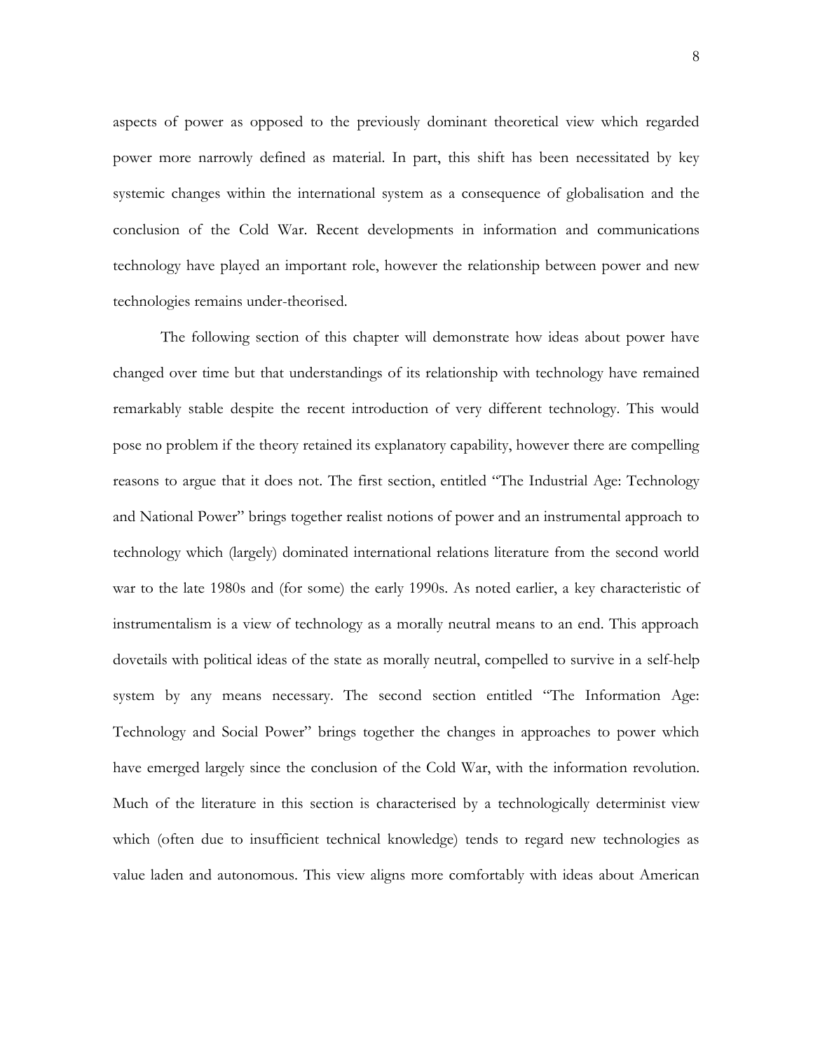aspects of power as opposed to the previously dominant theoretical view which regarded power more narrowly defined as material. In part, this shift has been necessitated by key systemic changes within the international system as a consequence of globalisation and the conclusion of the Cold War. Recent developments in information and communications technology have played an important role, however the relationship between power and new technologies remains under-theorised.

The following section of this chapter will demonstrate how ideas about power have changed over time but that understandings of its relationship with technology have remained remarkably stable despite the recent introduction of very different technology. This would pose no problem if the theory retained its explanatory capability, however there are compelling reasons to argue that it does not. The first section, entitled "The Industrial Age: Technology and National Power" brings together realist notions of power and an instrumental approach to technology which (largely) dominated international relations literature from the second world war to the late 1980s and (for some) the early 1990s. As noted earlier, a key characteristic of instrumentalism is a view of technology as a morally neutral means to an end. This approach dovetails with political ideas of the state as morally neutral, compelled to survive in a self-help system by any means necessary. The second section entitled "The Information Age: Technology and Social Power" brings together the changes in approaches to power which have emerged largely since the conclusion of the Cold War, with the information revolution. Much of the literature in this section is characterised by a technologically determinist view which (often due to insufficient technical knowledge) tends to regard new technologies as value laden and autonomous. This view aligns more comfortably with ideas about American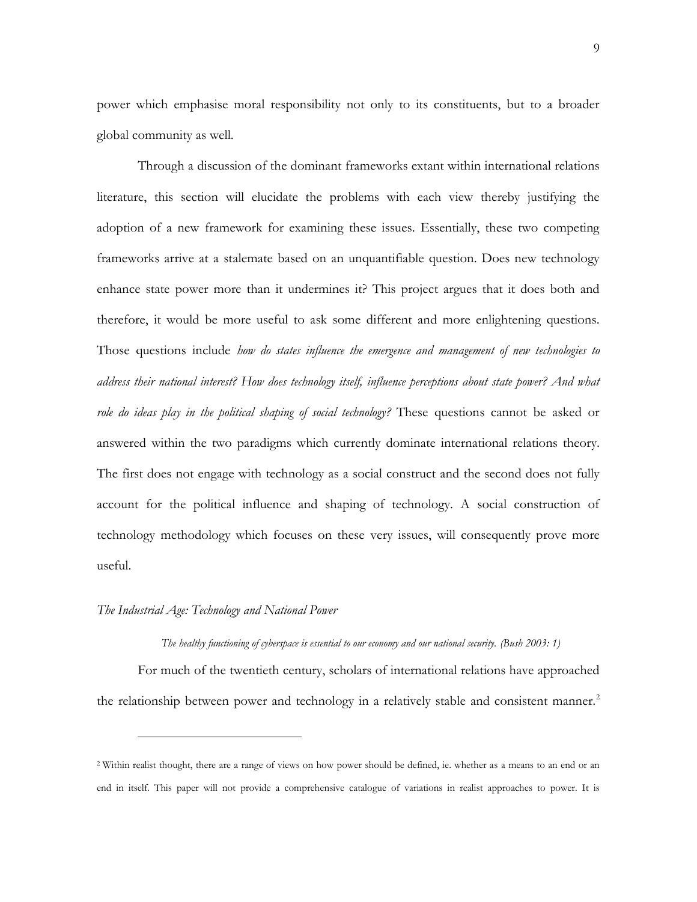power which emphasise moral responsibility not only to its constituents, but to a broader global community as well.

Through a discussion of the dominant frameworks extant within international relations literature, this section will elucidate the problems with each view thereby justifying the adoption of a new framework for examining these issues. Essentially, these two competing frameworks arrive at a stalemate based on an unquantifiable question. Does new technology enhance state power more than it undermines it? This project argues that it does both and therefore, it would be more useful to ask some different and more enlightening questions. Those questions include *how do states influence the emergence and management of new technologies to address their national interest? How does technology itself, influence perceptions about state power? And what role do ideas play in the political shaping of social technology?* These questions cannot be asked or answered within the two paradigms which currently dominate international relations theory. The first does not engage with technology as a social construct and the second does not fully account for the political influence and shaping of technology. A social construction of technology methodology which focuses on these very issues, will consequently prove more useful.

### *The Industrial Age: Technology and National Power*

> *The healthy functioning of cyberspace is essential to our economy and our national security. (Bush 2003: 1)*

For much of the twentieth century, scholars of international relations have approached the relationship between power and technology in a relatively stable and consistent manner.[2]

---

[2] Within realist thought, there are a range of views on how power should be defined, ie. whether as a means to an end or an end in itself. This paper will not provide a comprehensive catalogue of variations in realist approaches to power. It is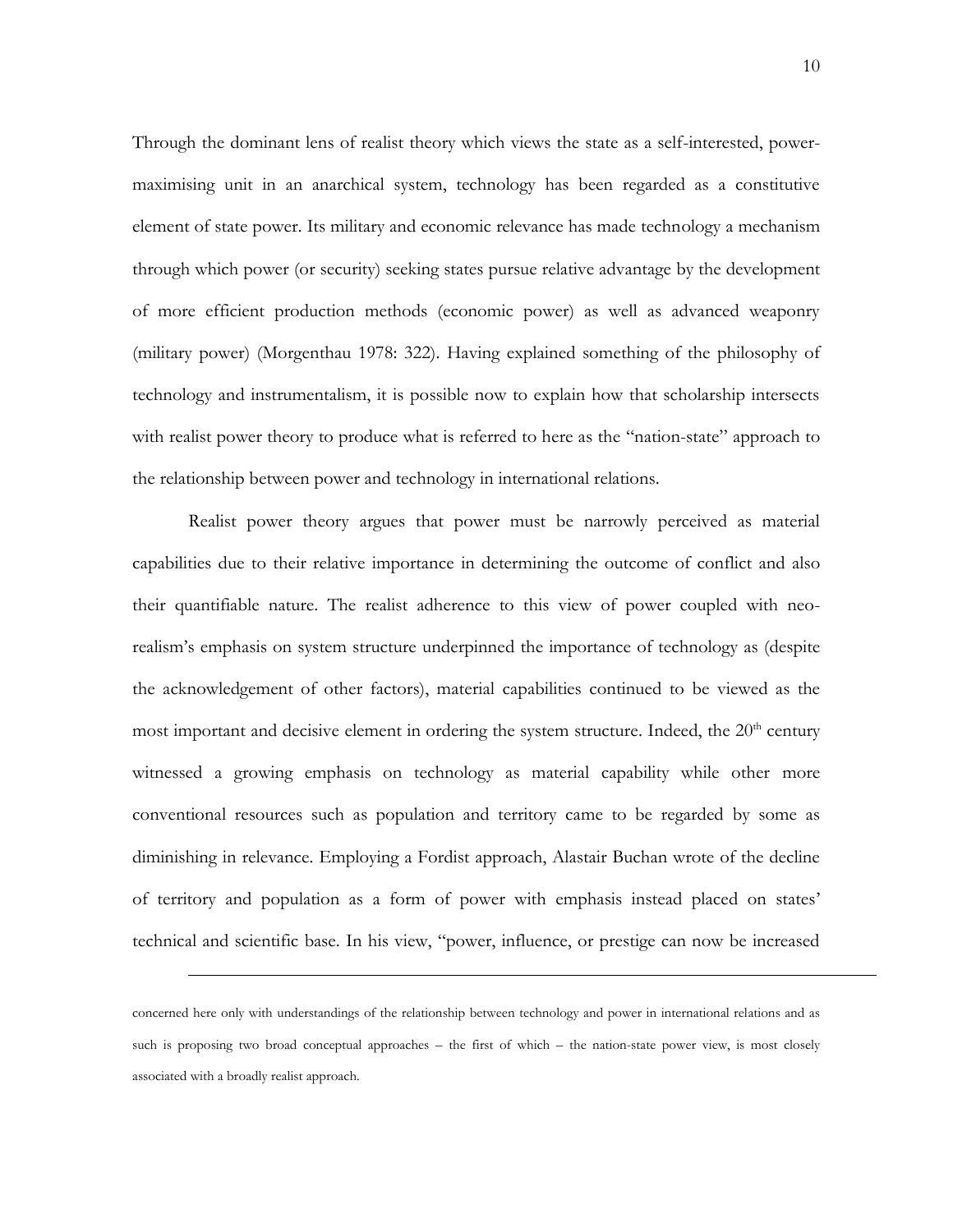Through the dominant lens of realist theory which views the state as a self-interested, power-maximising unit in an anarchical system, technology has been regarded as a constitutive element of state power. Its military and economic relevance has made technology a mechanism through which power (or security) seeking states pursue relative advantage by the development of more efficient production methods (economic power) as well as advanced weaponry (military power) (Morgenthau 1978: 322). Having explained something of the philosophy of technology and instrumentalism, it is possible now to explain how that scholarship intersects with realist power theory to produce what is referred to here as the "nation-state" approach to the relationship between power and technology in international relations.

Realist power theory argues that power must be narrowly perceived as material capabilities due to their relative importance in determining the outcome of conflict and also their quantifiable nature. The realist adherence to this view of power coupled with neo-realism's emphasis on system structure underpinned the importance of technology as (despite the acknowledgement of other factors), material capabilities continued to be viewed as the most important and decisive element in ordering the system structure. Indeed, the 20th century witnessed a growing emphasis on technology as material capability while other more conventional resources such as population and territory came to be regarded by some as diminishing in relevance. Employing a Fordist approach, Alastair Buchan wrote of the decline of territory and population as a form of power with emphasis instead placed on states' technical and scientific base. In his view, "power, influence, or prestige can now be increased

---

concerned here only with understandings of the relationship between technology and power in international relations and as such is proposing two broad conceptual approaches – the first of which – the nation-state power view, is most closely associated with a broadly realist approach.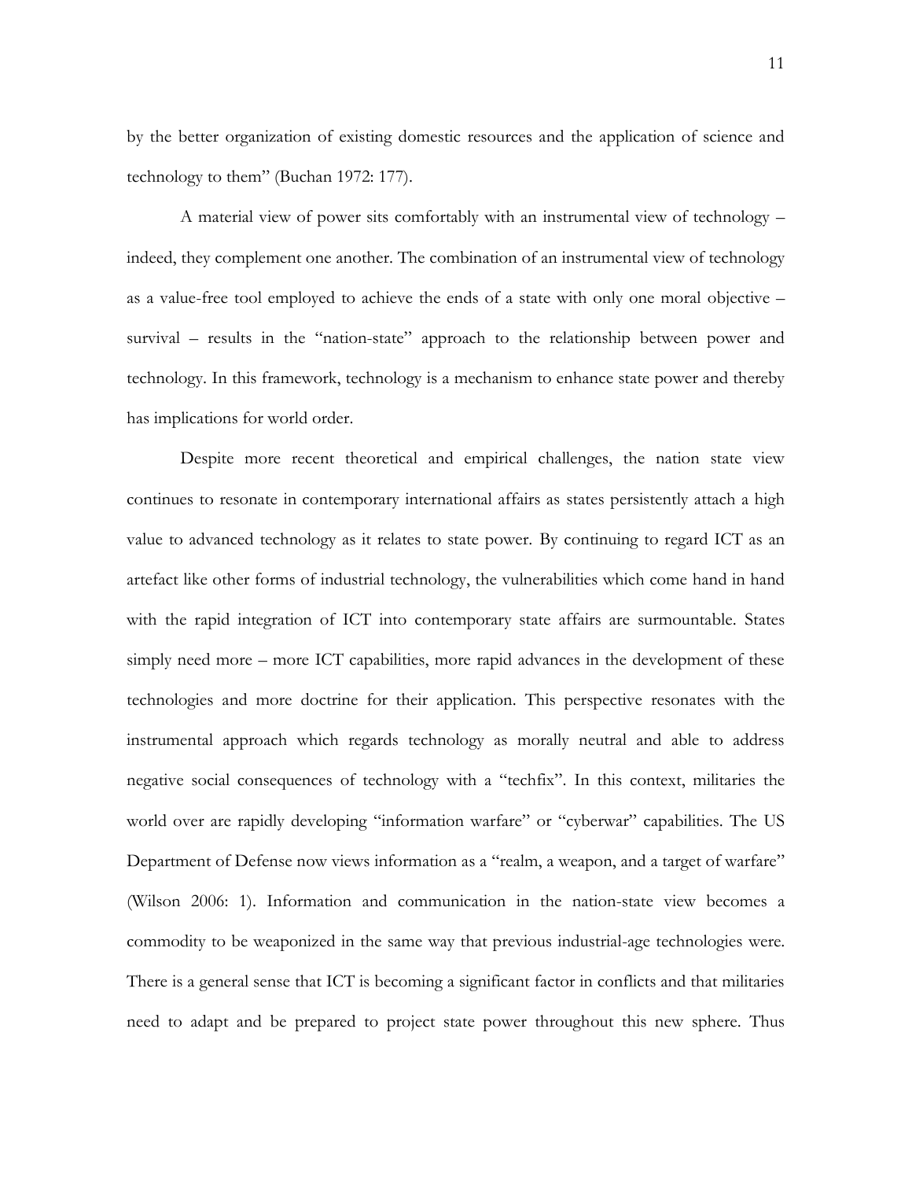by the better organization of existing domestic resources and the application of science and technology to them" (Buchan 1972: 177).

A material view of power sits comfortably with an instrumental view of technology – indeed, they complement one another. The combination of an instrumental view of technology as a value-free tool employed to achieve the ends of a state with only one moral objective – survival – results in the "nation-state" approach to the relationship between power and technology. In this framework, technology is a mechanism to enhance state power and thereby has implications for world order.

Despite more recent theoretical and empirical challenges, the nation state view continues to resonate in contemporary international affairs as states persistently attach a high value to advanced technology as it relates to state power. By continuing to regard ICT as an artefact like other forms of industrial technology, the vulnerabilities which come hand in hand with the rapid integration of ICT into contemporary state affairs are surmountable. States simply need more – more ICT capabilities, more rapid advances in the development of these technologies and more doctrine for their application. This perspective resonates with the instrumental approach which regards technology as morally neutral and able to address negative social consequences of technology with a "techfix". In this context, militaries the world over are rapidly developing "information warfare" or "cyberwar" capabilities. The US Department of Defense now views information as a "realm, a weapon, and a target of warfare" (Wilson 2006: 1). Information and communication in the nation-state view becomes a commodity to be weaponized in the same way that previous industrial-age technologies were. There is a general sense that ICT is becoming a significant factor in conflicts and that militaries need to adapt and be prepared to project state power throughout this new sphere. Thus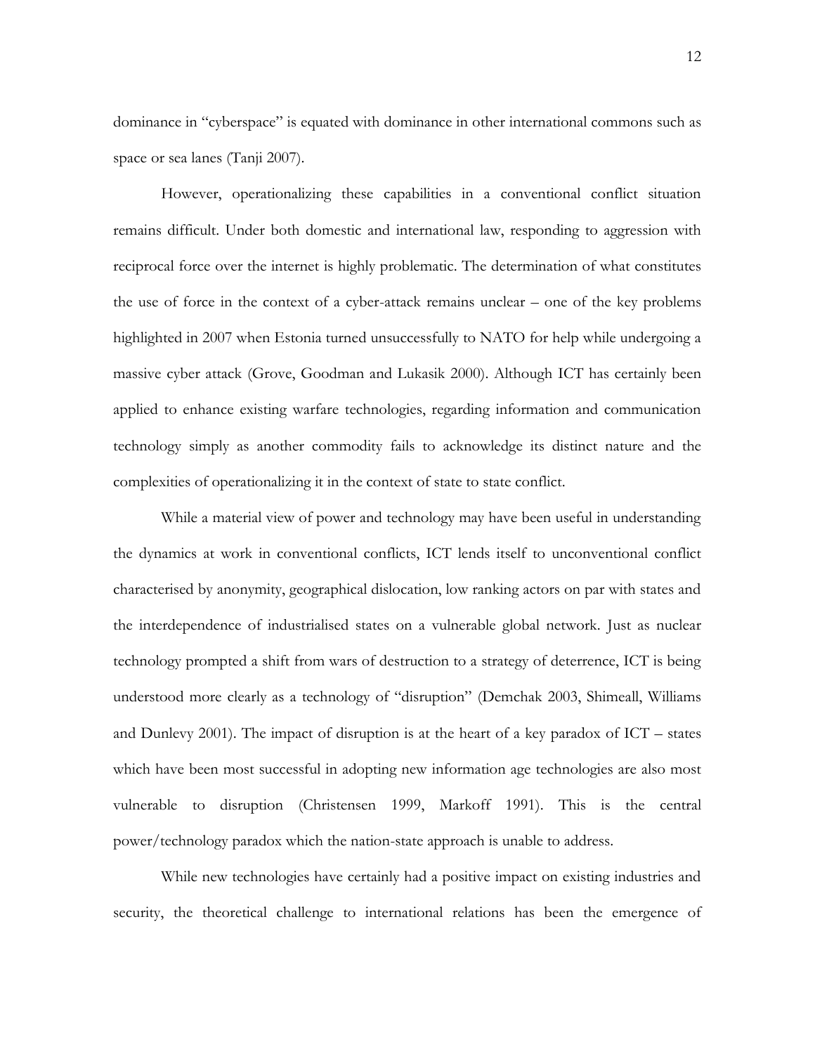dominance in "cyberspace" is equated with dominance in other international commons such as space or sea lanes (Tanji 2007).

However, operationalizing these capabilities in a conventional conflict situation remains difficult. Under both domestic and international law, responding to aggression with reciprocal force over the internet is highly problematic. The determination of what constitutes the use of force in the context of a cyber-attack remains unclear – one of the key problems highlighted in 2007 when Estonia turned unsuccessfully to NATO for help while undergoing a massive cyber attack (Grove, Goodman and Lukasik 2000). Although ICT has certainly been applied to enhance existing warfare technologies, regarding information and communication technology simply as another commodity fails to acknowledge its distinct nature and the complexities of operationalizing it in the context of state to state conflict.

While a material view of power and technology may have been useful in understanding the dynamics at work in conventional conflicts, ICT lends itself to unconventional conflict characterised by anonymity, geographical dislocation, low ranking actors on par with states and the interdependence of industrialised states on a vulnerable global network. Just as nuclear technology prompted a shift from wars of destruction to a strategy of deterrence, ICT is being understood more clearly as a technology of "disruption" (Demchak 2003, Shimeall, Williams and Dunlevy 2001). The impact of disruption is at the heart of a key paradox of ICT – states which have been most successful in adopting new information age technologies are also most vulnerable to disruption (Christensen 1999, Markoff 1991). This is the central power/technology paradox which the nation-state approach is unable to address.

While new technologies have certainly had a positive impact on existing industries and security, the theoretical challenge to international relations has been the emergence of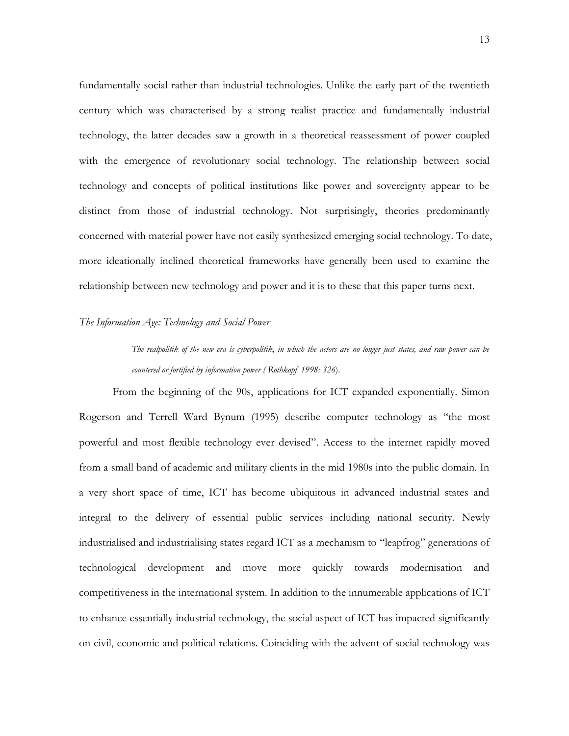fundamentally social rather than industrial technologies. Unlike the early part of the twentieth century which was characterised by a strong realist practice and fundamentally industrial technology, the latter decades saw a growth in a theoretical reassessment of power coupled with the emergence of revolutionary social technology. The relationship between social technology and concepts of political institutions like power and sovereignty appear to be distinct from those of industrial technology. Not surprisingly, theories predominantly concerned with material power have not easily synthesized emerging social technology. To date, more ideationally inclined theoretical frameworks have generally been used to examine the relationship between new technology and power and it is to these that this paper turns next.

*The Information Age: Technology and Social Power*

> *The realpolitik of the new era is cyberpolitik, in which the actors are no longer just states, and raw power can be countered or fortified by information power ( Rothkopf 1998: 326).*

From the beginning of the 90s, applications for ICT expanded exponentially. Simon Rogerson and Terrell Ward Bynum (1995) describe computer technology as "the most powerful and most flexible technology ever devised". Access to the internet rapidly moved from a small band of academic and military clients in the mid 1980s into the public domain. In a very short space of time, ICT has become ubiquitous in advanced industrial states and integral to the delivery of essential public services including national security. Newly industrialised and industrialising states regard ICT as a mechanism to "leapfrog" generations of technological development and move more quickly towards modernisation and competitiveness in the international system. In addition to the innumerable applications of ICT to enhance essentially industrial technology, the social aspect of ICT has impacted significantly on civil, economic and political relations. Coinciding with the advent of social technology was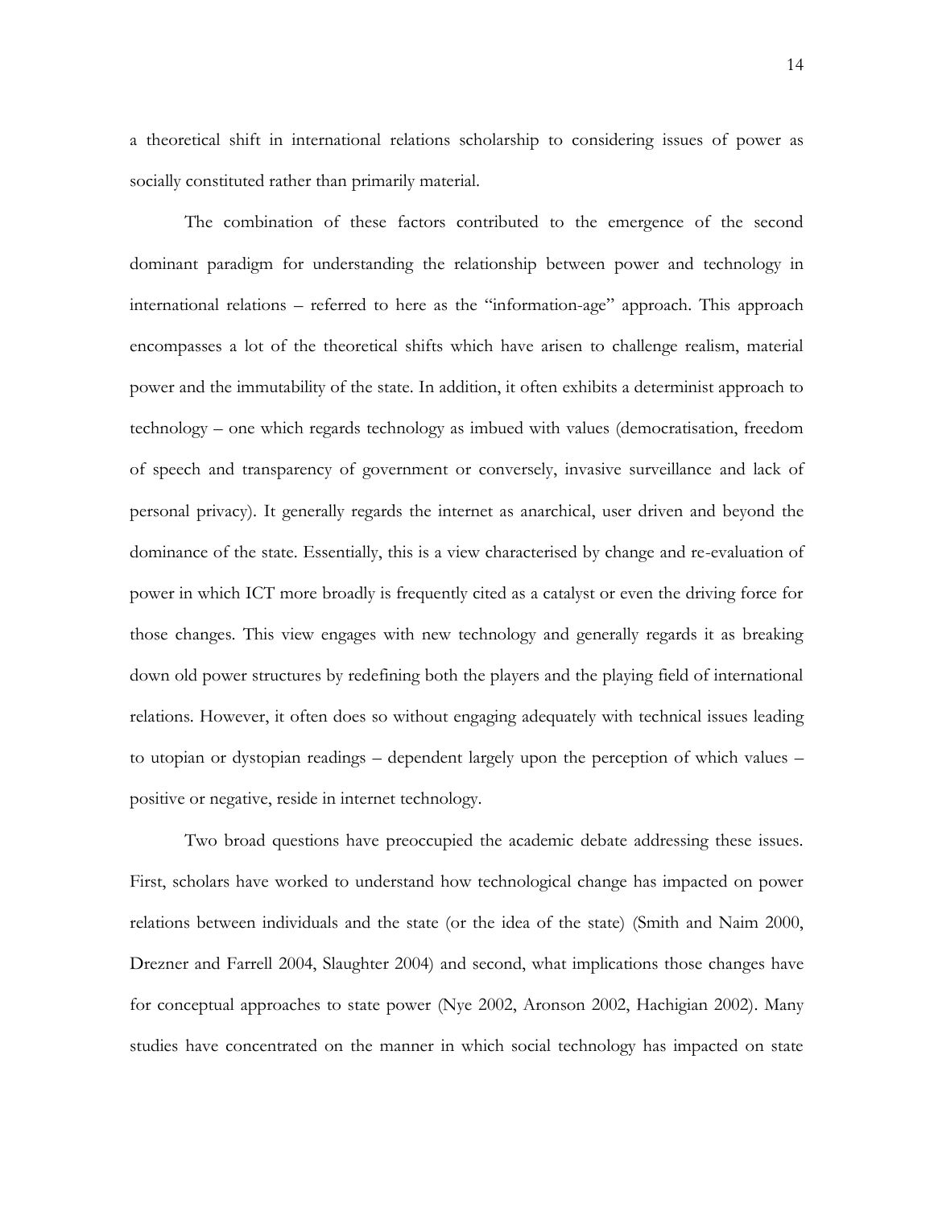a theoretical shift in international relations scholarship to considering issues of power as socially constituted rather than primarily material.

The combination of these factors contributed to the emergence of the second dominant paradigm for understanding the relationship between power and technology in international relations – referred to here as the "information-age" approach. This approach encompasses a lot of the theoretical shifts which have arisen to challenge realism, material power and the immutability of the state. In addition, it often exhibits a determinist approach to technology – one which regards technology as imbued with values (democratisation, freedom of speech and transparency of government or conversely, invasive surveillance and lack of personal privacy). It generally regards the internet as anarchical, user driven and beyond the dominance of the state. Essentially, this is a view characterised by change and re-evaluation of power in which ICT more broadly is frequently cited as a catalyst or even the driving force for those changes. This view engages with new technology and generally regards it as breaking down old power structures by redefining both the players and the playing field of international relations. However, it often does so without engaging adequately with technical issues leading to utopian or dystopian readings – dependent largely upon the perception of which values – positive or negative, reside in internet technology.

Two broad questions have preoccupied the academic debate addressing these issues. First, scholars have worked to understand how technological change has impacted on power relations between individuals and the state (or the idea of the state) (Smith and Naim 2000, Drezner and Farrell 2004, Slaughter 2004) and second, what implications those changes have for conceptual approaches to state power (Nye 2002, Aronson 2002, Hachigian 2002). Many studies have concentrated on the manner in which social technology has impacted on state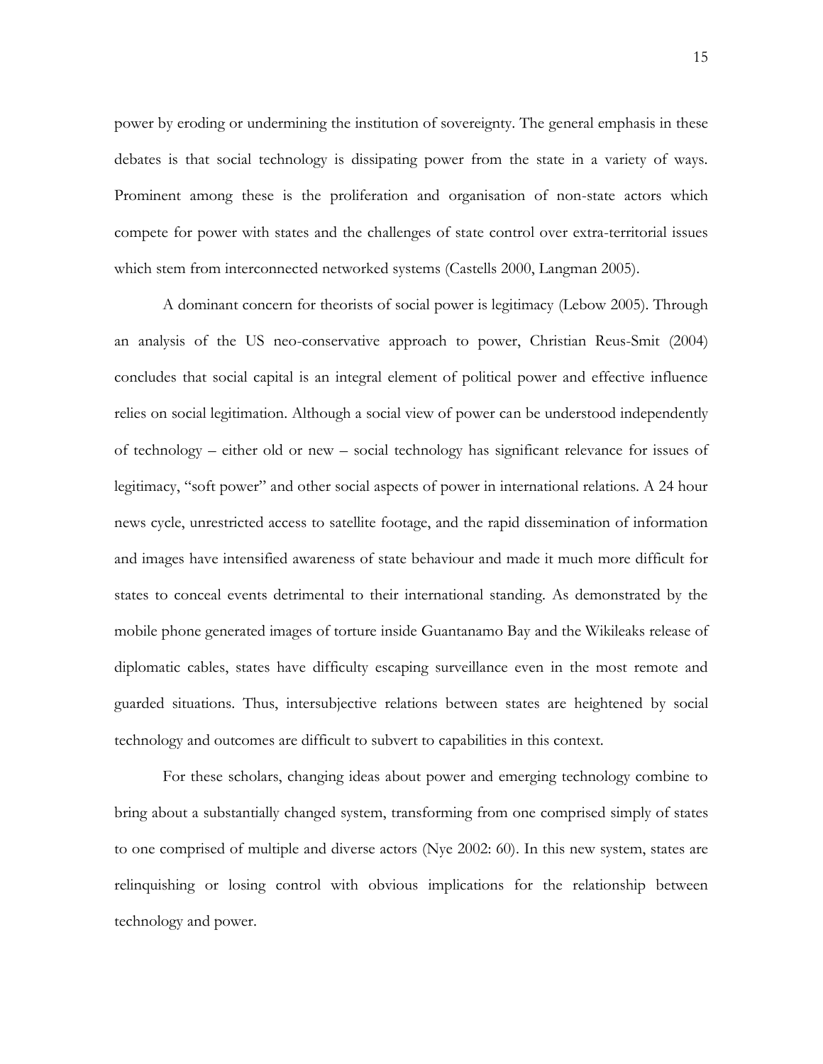power by eroding or undermining the institution of sovereignty. The general emphasis in these debates is that social technology is dissipating power from the state in a variety of ways. Prominent among these is the proliferation and organisation of non-state actors which compete for power with states and the challenges of state control over extra-territorial issues which stem from interconnected networked systems (Castells 2000, Langman 2005).

A dominant concern for theorists of social power is legitimacy (Lebow 2005). Through an analysis of the US neo-conservative approach to power, Christian Reus-Smit (2004) concludes that social capital is an integral element of political power and effective influence relies on social legitimation. Although a social view of power can be understood independently of technology – either old or new – social technology has significant relevance for issues of legitimacy, "soft power" and other social aspects of power in international relations. A 24 hour news cycle, unrestricted access to satellite footage, and the rapid dissemination of information and images have intensified awareness of state behaviour and made it much more difficult for states to conceal events detrimental to their international standing. As demonstrated by the mobile phone generated images of torture inside Guantanamo Bay and the Wikileaks release of diplomatic cables, states have difficulty escaping surveillance even in the most remote and guarded situations. Thus, intersubjective relations between states are heightened by social technology and outcomes are difficult to subvert to capabilities in this context.

For these scholars, changing ideas about power and emerging technology combine to bring about a substantially changed system, transforming from one comprised simply of states to one comprised of multiple and diverse actors (Nye 2002: 60). In this new system, states are relinquishing or losing control with obvious implications for the relationship between technology and power.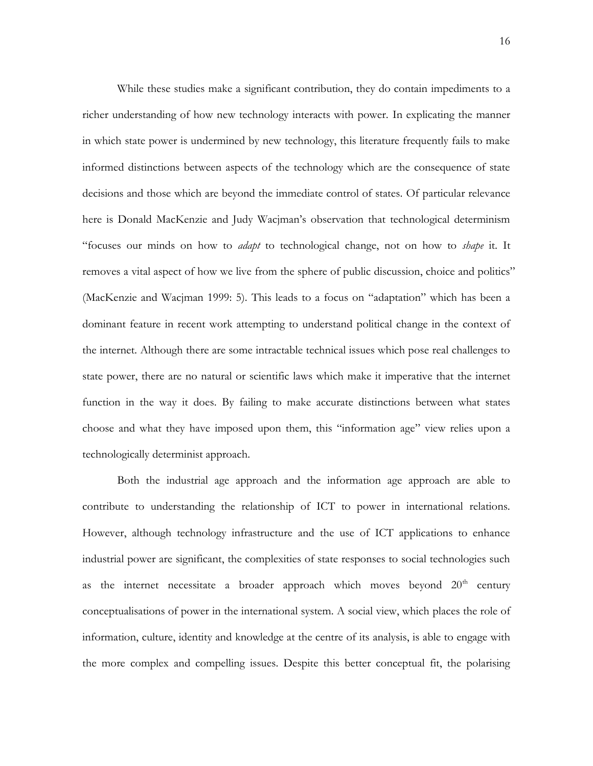While these studies make a significant contribution, they do contain impediments to a richer understanding of how new technology interacts with power. In explicating the manner in which state power is undermined by new technology, this literature frequently fails to make informed distinctions between aspects of the technology which are the consequence of state decisions and those which are beyond the immediate control of states. Of particular relevance here is Donald MacKenzie and Judy Wacjman's observation that technological determinism "focuses our minds on how to *adapt* to technological change, not on how to *shape* it. It removes a vital aspect of how we live from the sphere of public discussion, choice and politics" (MacKenzie and Wacjman 1999: 5). This leads to a focus on "adaptation" which has been a dominant feature in recent work attempting to understand political change in the context of the internet. Although there are some intractable technical issues which pose real challenges to state power, there are no natural or scientific laws which make it imperative that the internet function in the way it does. By failing to make accurate distinctions between what states choose and what they have imposed upon them, this "information age" view relies upon a technologically determinist approach.

Both the industrial age approach and the information age approach are able to contribute to understanding the relationship of ICT to power in international relations. However, although technology infrastructure and the use of ICT applications to enhance industrial power are significant, the complexities of state responses to social technologies such as the internet necessitate a broader approach which moves beyond 20th century conceptualisations of power in the international system. A social view, which places the role of information, culture, identity and knowledge at the centre of its analysis, is able to engage with the more complex and compelling issues. Despite this better conceptual fit, the polarising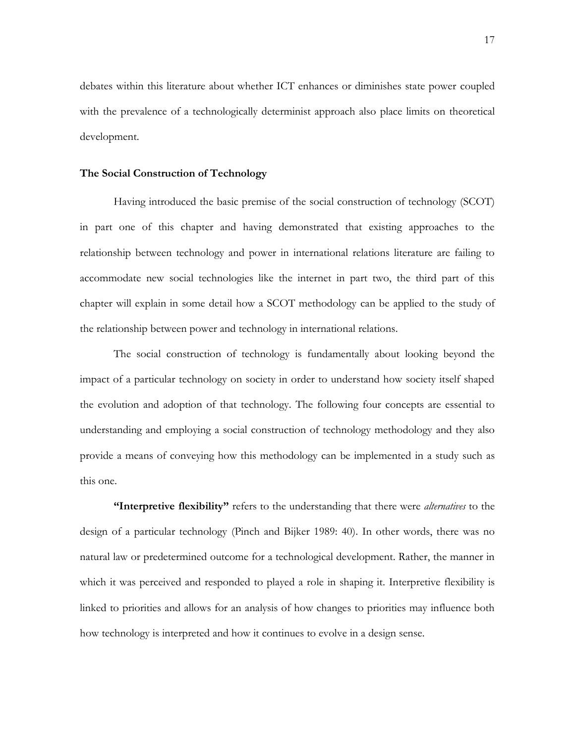debates within this literature about whether ICT enhances or diminishes state power coupled with the prevalence of a technologically determinist approach also place limits on theoretical development.

## The Social Construction of Technology

Having introduced the basic premise of the social construction of technology (SCOT) in part one of this chapter and having demonstrated that existing approaches to the relationship between technology and power in international relations literature are failing to accommodate new social technologies like the internet in part two, the third part of this chapter will explain in some detail how a SCOT methodology can be applied to the study of the relationship between power and technology in international relations.

The social construction of technology is fundamentally about looking beyond the impact of a particular technology on society in order to understand how society itself shaped the evolution and adoption of that technology. The following four concepts are essential to understanding and employing a social construction of technology methodology and they also provide a means of conveying how this methodology can be implemented in a study such as this one.

**"Interpretive flexibility"** refers to the understanding that there were *alternatives* to the design of a particular technology (Pinch and Bijker 1989: 40). In other words, there was no natural law or predetermined outcome for a technological development. Rather, the manner in which it was perceived and responded to played a role in shaping it. Interpretive flexibility is linked to priorities and allows for an analysis of how changes to priorities may influence both how technology is interpreted and how it continues to evolve in a design sense.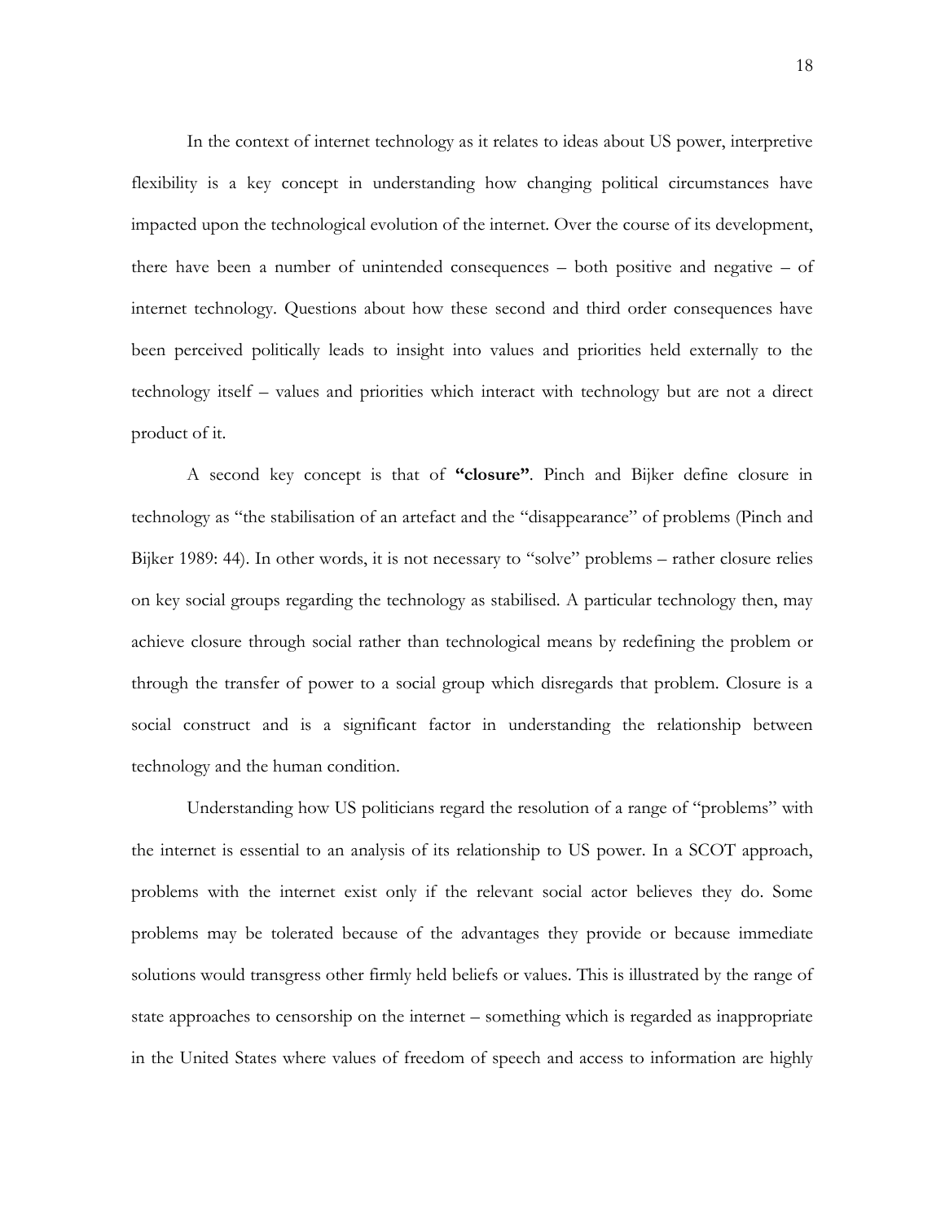In the context of internet technology as it relates to ideas about US power, interpretive flexibility is a key concept in understanding how changing political circumstances have impacted upon the technological evolution of the internet. Over the course of its development, there have been a number of unintended consequences – both positive and negative – of internet technology. Questions about how these second and third order consequences have been perceived politically leads to insight into values and priorities held externally to the technology itself – values and priorities which interact with technology but are not a direct product of it.

A second key concept is that of **"closure"**. Pinch and Bijker define closure in technology as "the stabilisation of an artefact and the "disappearance" of problems (Pinch and Bijker 1989: 44). In other words, it is not necessary to "solve" problems – rather closure relies on key social groups regarding the technology as stabilised. A particular technology then, may achieve closure through social rather than technological means by redefining the problem or through the transfer of power to a social group which disregards that problem. Closure is a social construct and is a significant factor in understanding the relationship between technology and the human condition.

Understanding how US politicians regard the resolution of a range of "problems" with the internet is essential to an analysis of its relationship to US power. In a SCOT approach, problems with the internet exist only if the relevant social actor believes they do. Some problems may be tolerated because of the advantages they provide or because immediate solutions would transgress other firmly held beliefs or values. This is illustrated by the range of state approaches to censorship on the internet – something which is regarded as inappropriate in the United States where values of freedom of speech and access to information are highly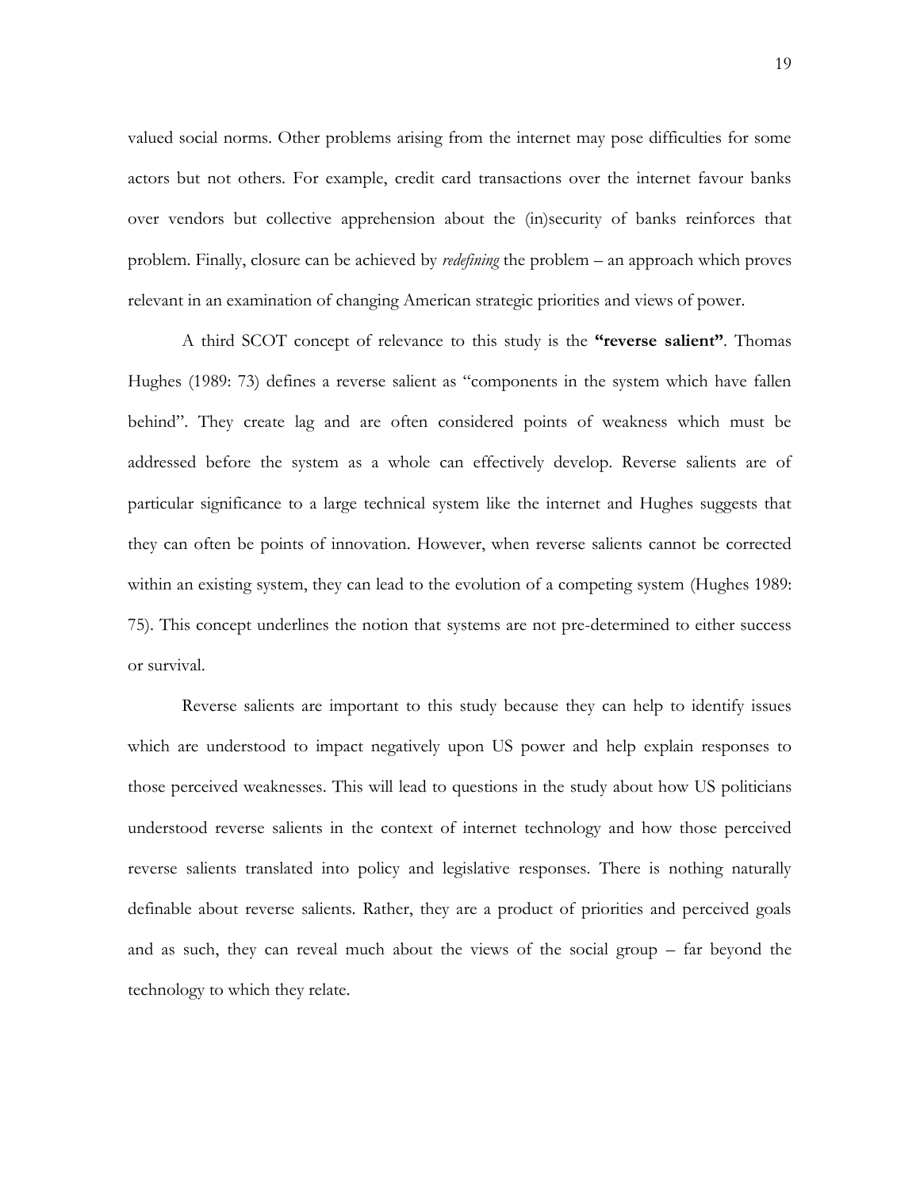valued social norms. Other problems arising from the internet may pose difficulties for some actors but not others. For example, credit card transactions over the internet favour banks over vendors but collective apprehension about the (in)security of banks reinforces that problem. Finally, closure can be achieved by *redefining* the problem – an approach which proves relevant in an examination of changing American strategic priorities and views of power.

A third SCOT concept of relevance to this study is the **"reverse salient"**. Thomas Hughes (1989: 73) defines a reverse salient as "components in the system which have fallen behind". They create lag and are often considered points of weakness which must be addressed before the system as a whole can effectively develop. Reverse salients are of particular significance to a large technical system like the internet and Hughes suggests that they can often be points of innovation. However, when reverse salients cannot be corrected within an existing system, they can lead to the evolution of a competing system (Hughes 1989: 75). This concept underlines the notion that systems are not pre-determined to either success or survival.

Reverse salients are important to this study because they can help to identify issues which are understood to impact negatively upon US power and help explain responses to those perceived weaknesses. This will lead to questions in the study about how US politicians understood reverse salients in the context of internet technology and how those perceived reverse salients translated into policy and legislative responses. There is nothing naturally definable about reverse salients. Rather, they are a product of priorities and perceived goals and as such, they can reveal much about the views of the social group – far beyond the technology to which they relate.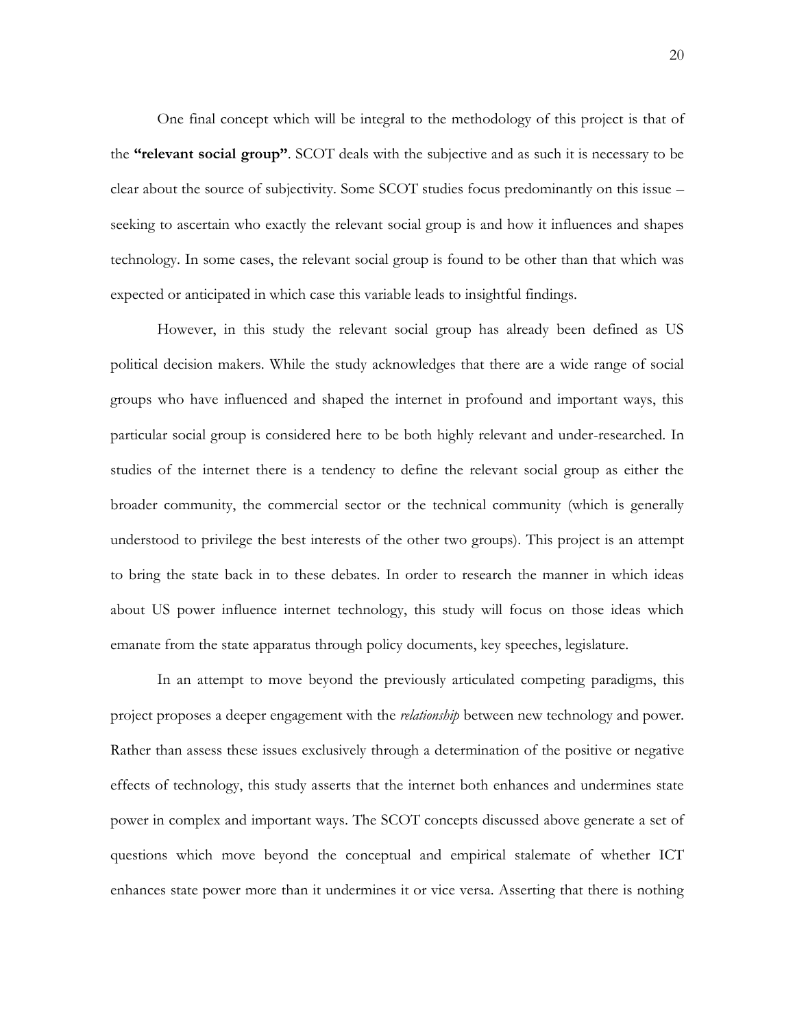One final concept which will be integral to the methodology of this project is that of the **"relevant social group"**. SCOT deals with the subjective and as such it is necessary to be clear about the source of subjectivity. Some SCOT studies focus predominantly on this issue – seeking to ascertain who exactly the relevant social group is and how it influences and shapes technology. In some cases, the relevant social group is found to be other than that which was expected or anticipated in which case this variable leads to insightful findings.

However, in this study the relevant social group has already been defined as US political decision makers. While the study acknowledges that there are a wide range of social groups who have influenced and shaped the internet in profound and important ways, this particular social group is considered here to be both highly relevant and under-researched. In studies of the internet there is a tendency to define the relevant social group as either the broader community, the commercial sector or the technical community (which is generally understood to privilege the best interests of the other two groups). This project is an attempt to bring the state back in to these debates. In order to research the manner in which ideas about US power influence internet technology, this study will focus on those ideas which emanate from the state apparatus through policy documents, key speeches, legislature.

In an attempt to move beyond the previously articulated competing paradigms, this project proposes a deeper engagement with the *relationship* between new technology and power. Rather than assess these issues exclusively through a determination of the positive or negative effects of technology, this study asserts that the internet both enhances and undermines state power in complex and important ways. The SCOT concepts discussed above generate a set of questions which move beyond the conceptual and empirical stalemate of whether ICT enhances state power more than it undermines it or vice versa. Asserting that there is nothing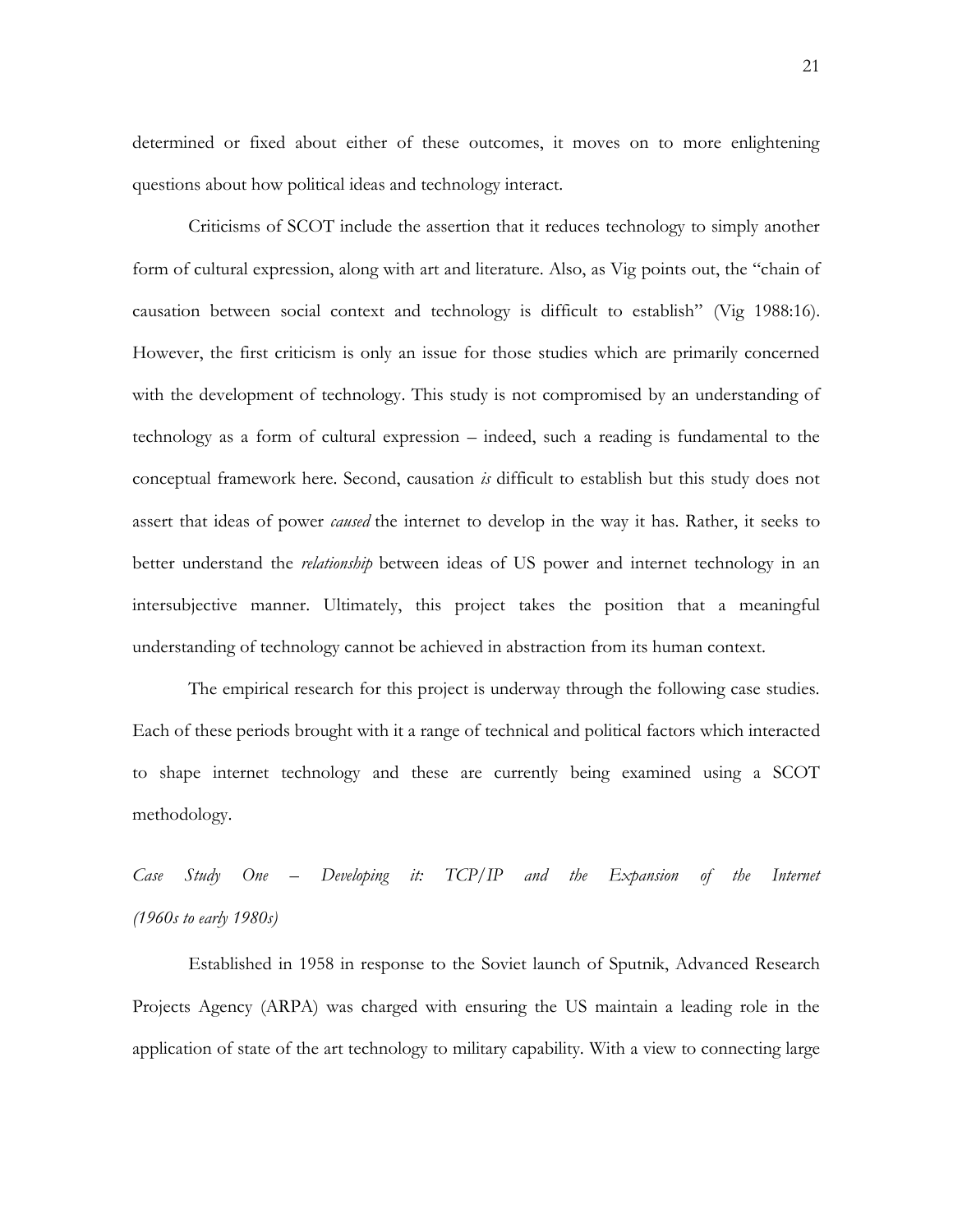determined or fixed about either of these outcomes, it moves on to more enlightening questions about how political ideas and technology interact.

Criticisms of SCOT include the assertion that it reduces technology to simply another form of cultural expression, along with art and literature. Also, as Vig points out, the "chain of causation between social context and technology is difficult to establish" (Vig 1988:16). However, the first criticism is only an issue for those studies which are primarily concerned with the development of technology. This study is not compromised by an understanding of technology as a form of cultural expression – indeed, such a reading is fundamental to the conceptual framework here. Second, causation *is* difficult to establish but this study does not assert that ideas of power *caused* the internet to develop in the way it has. Rather, it seeks to better understand the *relationship* between ideas of US power and internet technology in an intersubjective manner. Ultimately, this project takes the position that a meaningful understanding of technology cannot be achieved in abstraction from its human context.

The empirical research for this project is underway through the following case studies. Each of these periods brought with it a range of technical and political factors which interacted to shape internet technology and these are currently being examined using a SCOT methodology.

*Case Study One – Developing it: TCP/IP and the Expansion of the Internet (1960s to early 1980s)*

Established in 1958 in response to the Soviet launch of Sputnik, Advanced Research Projects Agency (ARPA) was charged with ensuring the US maintain a leading role in the application of state of the art technology to military capability. With a view to connecting large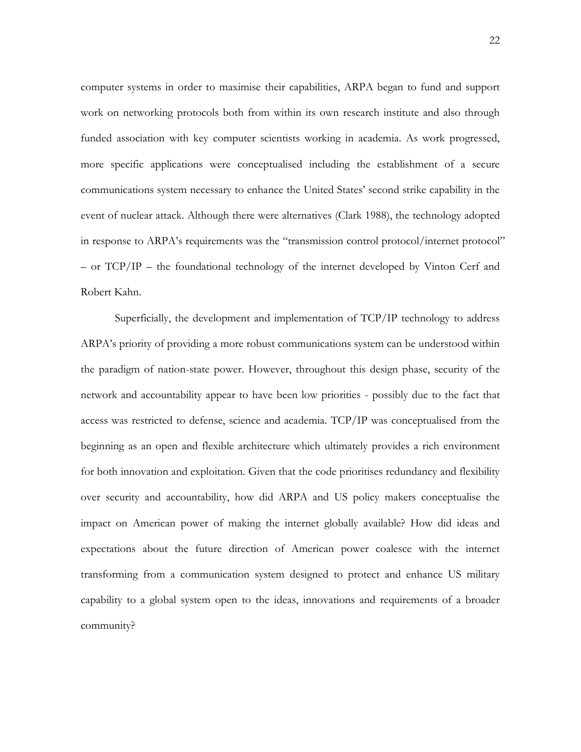computer systems in order to maximise their capabilities, ARPA began to fund and support work on networking protocols both from within its own research institute and also through funded association with key computer scientists working in academia. As work progressed, more specific applications were conceptualised including the establishment of a secure communications system necessary to enhance the United States' second strike capability in the event of nuclear attack. Although there were alternatives (Clark 1988), the technology adopted in response to ARPA's requirements was the "transmission control protocol/internet protocol" – or TCP/IP – the foundational technology of the internet developed by Vinton Cerf and Robert Kahn.

Superficially, the development and implementation of TCP/IP technology to address ARPA's priority of providing a more robust communications system can be understood within the paradigm of nation-state power. However, throughout this design phase, security of the network and accountability appear to have been low priorities - possibly due to the fact that access was restricted to defense, science and academia. TCP/IP was conceptualised from the beginning as an open and flexible architecture which ultimately provides a rich environment for both innovation and exploitation. Given that the code prioritises redundancy and flexibility over security and accountability, how did ARPA and US policy makers conceptualise the impact on American power of making the internet globally available? How did ideas and expectations about the future direction of American power coalesce with the internet transforming from a communication system designed to protect and enhance US military capability to a global system open to the ideas, innovations and requirements of a broader community?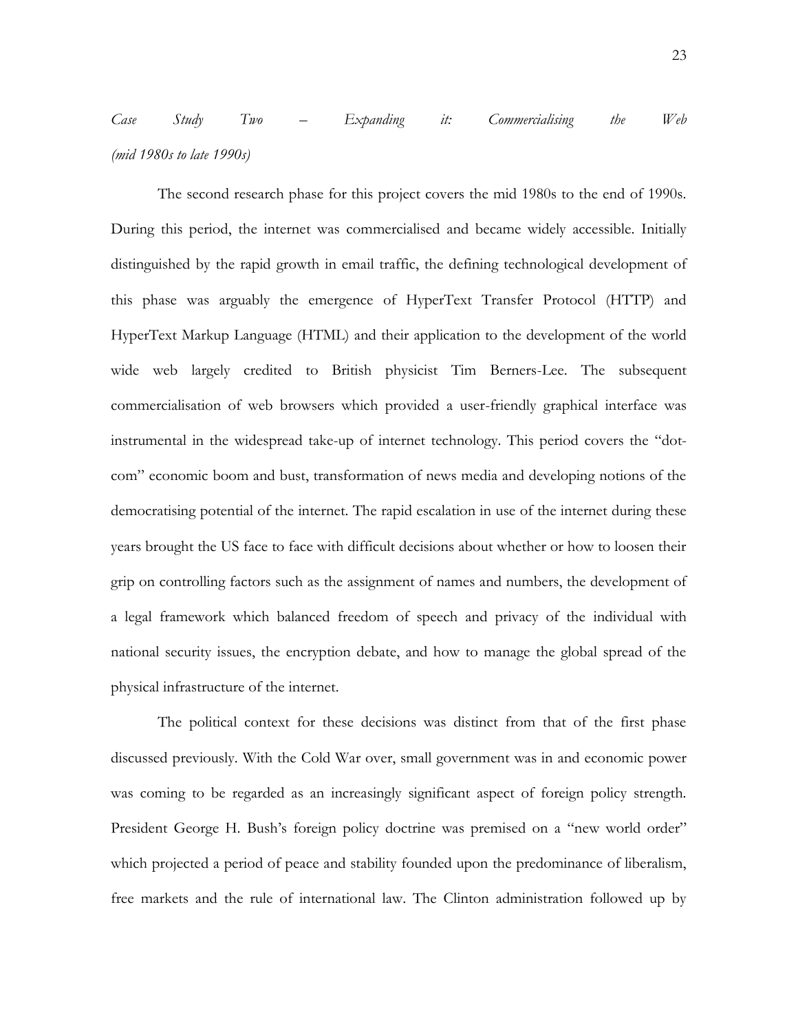*Case Study Two – Expanding it: Commercialising the Web (mid 1980s to late 1990s)*

The second research phase for this project covers the mid 1980s to the end of 1990s. During this period, the internet was commercialised and became widely accessible. Initially distinguished by the rapid growth in email traffic, the defining technological development of this phase was arguably the emergence of HyperText Transfer Protocol (HTTP) and HyperText Markup Language (HTML) and their application to the development of the world wide web largely credited to British physicist Tim Berners-Lee. The subsequent commercialisation of web browsers which provided a user-friendly graphical interface was instrumental in the widespread take-up of internet technology. This period covers the "dot-com" economic boom and bust, transformation of news media and developing notions of the democratising potential of the internet. The rapid escalation in use of the internet during these years brought the US face to face with difficult decisions about whether or how to loosen their grip on controlling factors such as the assignment of names and numbers, the development of a legal framework which balanced freedom of speech and privacy of the individual with national security issues, the encryption debate, and how to manage the global spread of the physical infrastructure of the internet.

The political context for these decisions was distinct from that of the first phase discussed previously. With the Cold War over, small government was in and economic power was coming to be regarded as an increasingly significant aspect of foreign policy strength. President George H. Bush's foreign policy doctrine was premised on a "new world order" which projected a period of peace and stability founded upon the predominance of liberalism, free markets and the rule of international law. The Clinton administration followed up by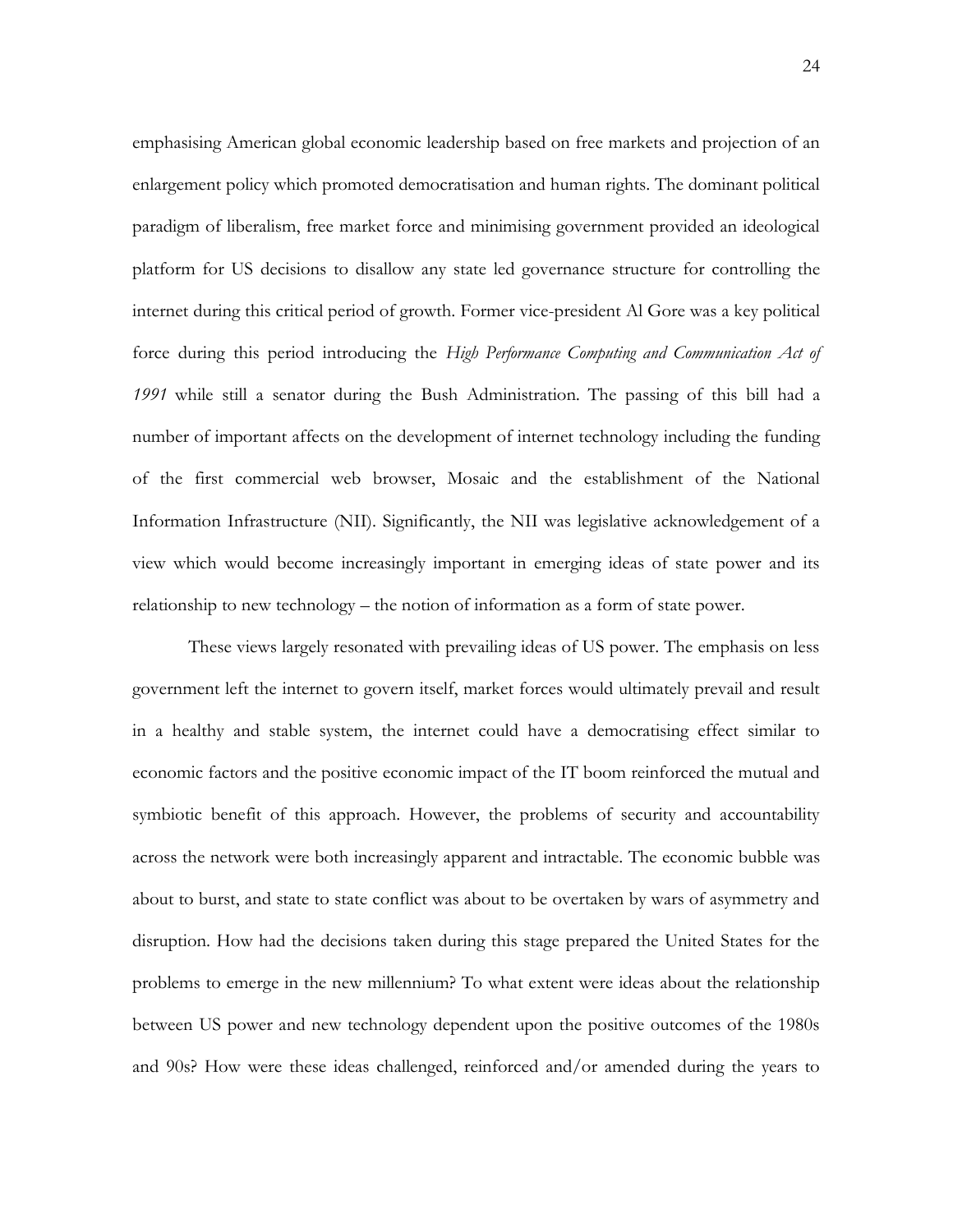emphasising American global economic leadership based on free markets and projection of an enlargement policy which promoted democratisation and human rights. The dominant political paradigm of liberalism, free market force and minimising government provided an ideological platform for US decisions to disallow any state led governance structure for controlling the internet during this critical period of growth. Former vice-president Al Gore was a key political force during this period introducing the *High Performance Computing and Communication Act of 1991* while still a senator during the Bush Administration. The passing of this bill had a number of important affects on the development of internet technology including the funding of the first commercial web browser, Mosaic and the establishment of the National Information Infrastructure (NII). Significantly, the NII was legislative acknowledgement of a view which would become increasingly important in emerging ideas of state power and its relationship to new technology – the notion of information as a form of state power.

These views largely resonated with prevailing ideas of US power. The emphasis on less government left the internet to govern itself, market forces would ultimately prevail and result in a healthy and stable system, the internet could have a democratising effect similar to economic factors and the positive economic impact of the IT boom reinforced the mutual and symbiotic benefit of this approach. However, the problems of security and accountability across the network were both increasingly apparent and intractable. The economic bubble was about to burst, and state to state conflict was about to be overtaken by wars of asymmetry and disruption. How had the decisions taken during this stage prepared the United States for the problems to emerge in the new millennium? To what extent were ideas about the relationship between US power and new technology dependent upon the positive outcomes of the 1980s and 90s? How were these ideas challenged, reinforced and/or amended during the years to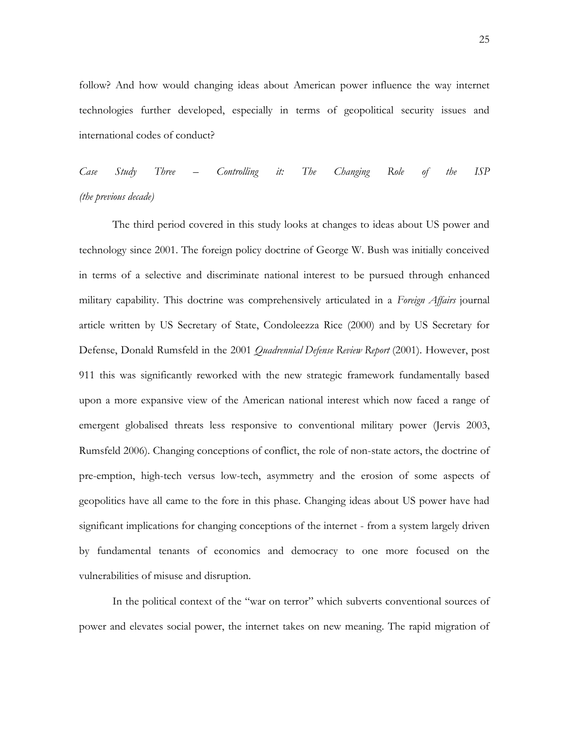follow? And how would changing ideas about American power influence the way internet technologies further developed, especially in terms of geopolitical security issues and international codes of conduct?

*Case Study Three – Controlling it: The Changing Role of the ISP (the previous decade)*

The third period covered in this study looks at changes to ideas about US power and technology since 2001. The foreign policy doctrine of George W. Bush was initially conceived in terms of a selective and discriminate national interest to be pursued through enhanced military capability. This doctrine was comprehensively articulated in a *Foreign Affairs* journal article written by US Secretary of State, Condoleezza Rice (2000) and by US Secretary for Defense, Donald Rumsfeld in the 2001 *Quadrennial Defense Review Report* (2001). However, post 911 this was significantly reworked with the new strategic framework fundamentally based upon a more expansive view of the American national interest which now faced a range of emergent globalised threats less responsive to conventional military power (Jervis 2003, Rumsfeld 2006). Changing conceptions of conflict, the role of non-state actors, the doctrine of pre-emption, high-tech versus low-tech, asymmetry and the erosion of some aspects of geopolitics have all came to the fore in this phase. Changing ideas about US power have had significant implications for changing conceptions of the internet - from a system largely driven by fundamental tenants of economics and democracy to one more focused on the vulnerabilities of misuse and disruption.

In the political context of the "war on terror" which subverts conventional sources of power and elevates social power, the internet takes on new meaning. The rapid migration of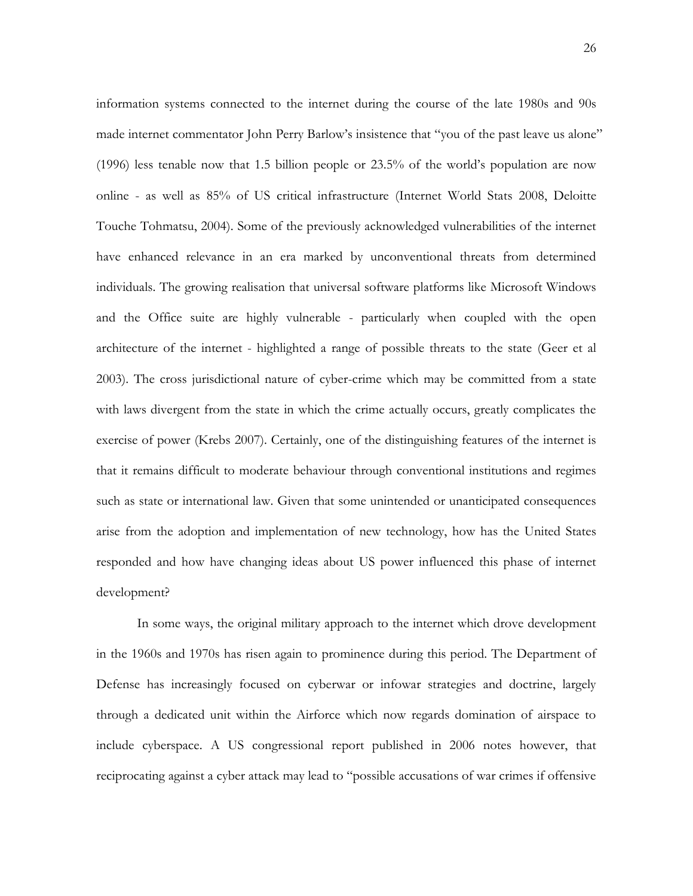information systems connected to the internet during the course of the late 1980s and 90s made internet commentator John Perry Barlow's insistence that "you of the past leave us alone" (1996) less tenable now that 1.5 billion people or 23.5% of the world's population are now online - as well as 85% of US critical infrastructure (Internet World Stats 2008, Deloitte Touche Tohmatsu, 2004). Some of the previously acknowledged vulnerabilities of the internet have enhanced relevance in an era marked by unconventional threats from determined individuals. The growing realisation that universal software platforms like Microsoft Windows and the Office suite are highly vulnerable - particularly when coupled with the open architecture of the internet - highlighted a range of possible threats to the state (Geer et al 2003). The cross jurisdictional nature of cyber-crime which may be committed from a state with laws divergent from the state in which the crime actually occurs, greatly complicates the exercise of power (Krebs 2007). Certainly, one of the distinguishing features of the internet is that it remains difficult to moderate behaviour through conventional institutions and regimes such as state or international law. Given that some unintended or unanticipated consequences arise from the adoption and implementation of new technology, how has the United States responded and how have changing ideas about US power influenced this phase of internet development?

In some ways, the original military approach to the internet which drove development in the 1960s and 1970s has risen again to prominence during this period. The Department of Defense has increasingly focused on cyberwar or infowar strategies and doctrine, largely through a dedicated unit within the Airforce which now regards domination of airspace to include cyberspace. A US congressional report published in 2006 notes however, that reciprocating against a cyber attack may lead to "possible accusations of war crimes if offensive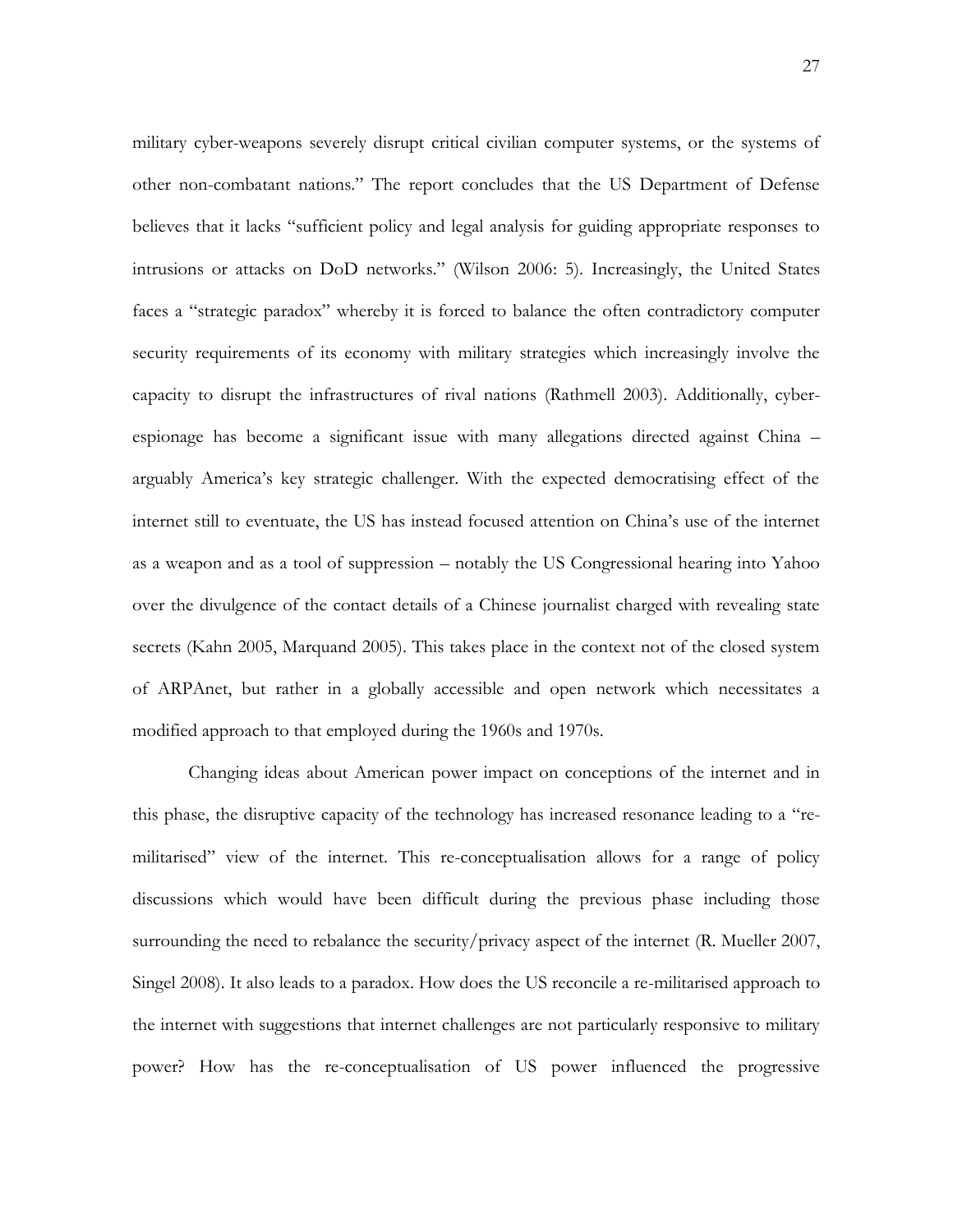military cyber-weapons severely disrupt critical civilian computer systems, or the systems of other non-combatant nations." The report concludes that the US Department of Defense believes that it lacks "sufficient policy and legal analysis for guiding appropriate responses to intrusions or attacks on DoD networks." (Wilson 2006: 5). Increasingly, the United States faces a "strategic paradox" whereby it is forced to balance the often contradictory computer security requirements of its economy with military strategies which increasingly involve the capacity to disrupt the infrastructures of rival nations (Rathmell 2003). Additionally, cyber-espionage has become a significant issue with many allegations directed against China – arguably America's key strategic challenger. With the expected democratising effect of the internet still to eventuate, the US has instead focused attention on China's use of the internet as a weapon and as a tool of suppression – notably the US Congressional hearing into Yahoo over the divulgence of the contact details of a Chinese journalist charged with revealing state secrets (Kahn 2005, Marquand 2005). This takes place in the context not of the closed system of ARPAnet, but rather in a globally accessible and open network which necessitates a modified approach to that employed during the 1960s and 1970s.

Changing ideas about American power impact on conceptions of the internet and in this phase, the disruptive capacity of the technology has increased resonance leading to a "re-militarised" view of the internet. This re-conceptualisation allows for a range of policy discussions which would have been difficult during the previous phase including those surrounding the need to rebalance the security/privacy aspect of the internet (R. Mueller 2007, Singel 2008). It also leads to a paradox. How does the US reconcile a re-militarised approach to the internet with suggestions that internet challenges are not particularly responsive to military power? How has the re-conceptualisation of US power influenced the progressive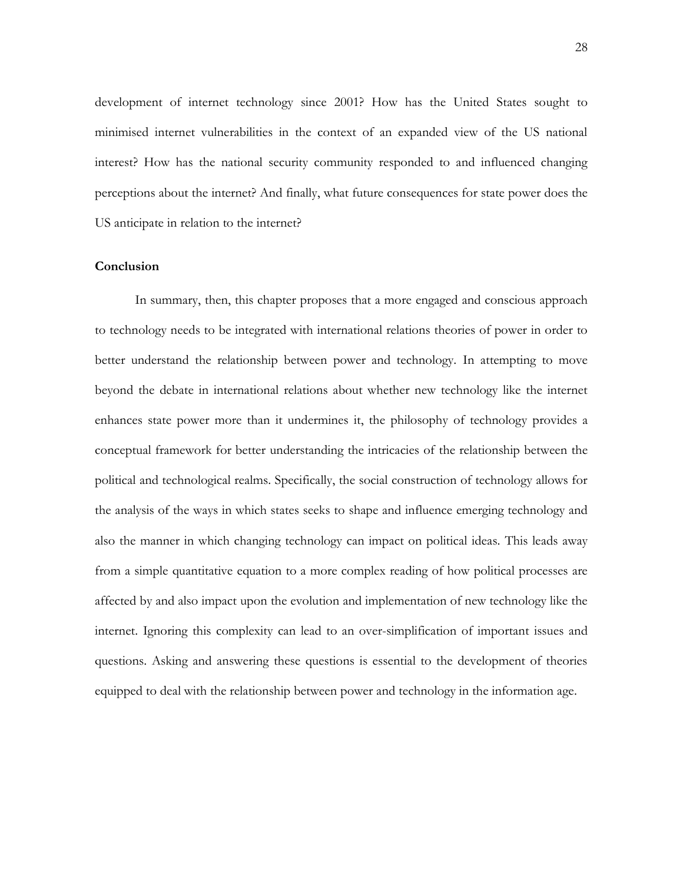development of internet technology since 2001? How has the United States sought to minimised internet vulnerabilities in the context of an expanded view of the US national interest? How has the national security community responded to and influenced changing perceptions about the internet? And finally, what future consequences for state power does the US anticipate in relation to the internet?

## Conclusion

In summary, then, this chapter proposes that a more engaged and conscious approach to technology needs to be integrated with international relations theories of power in order to better understand the relationship between power and technology. In attempting to move beyond the debate in international relations about whether new technology like the internet enhances state power more than it undermines it, the philosophy of technology provides a conceptual framework for better understanding the intricacies of the relationship between the political and technological realms. Specifically, the social construction of technology allows for the analysis of the ways in which states seeks to shape and influence emerging technology and also the manner in which changing technology can impact on political ideas. This leads away from a simple quantitative equation to a more complex reading of how political processes are affected by and also impact upon the evolution and implementation of new technology like the internet. Ignoring this complexity can lead to an over-simplification of important issues and questions. Asking and answering these questions is essential to the development of theories equipped to deal with the relationship between power and technology in the information age.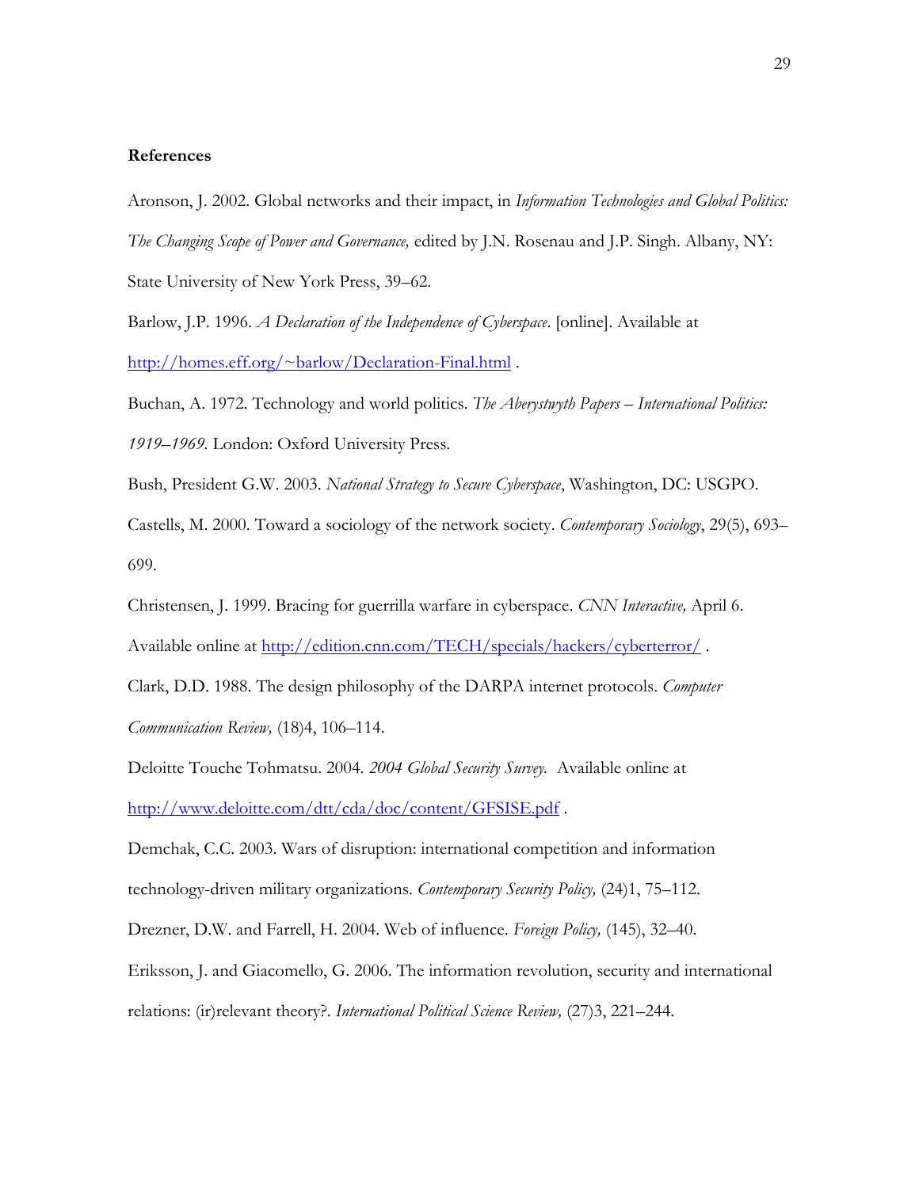**References**

Aronson, J. 2002. Global networks and their impact, in *Information Technologies and Global Politics: The Changing Scope of Power and Governance,* edited by J.N. Rosenau and J.P. Singh. Albany, NY: State University of New York Press, 39–62.

Barlow, J.P. 1996. *A Declaration of the Independence of Cyberspace*. [online]. Available at http://homes.eff.org/~barlow/Declaration-Final.html .

Buchan, A. 1972. Technology and world politics. *The Aberystwyth Papers – International Politics: 1919–1969*. London: Oxford University Press.

Bush, President G.W. 2003. *National Strategy to Secure Cyberspace*, Washington, DC: USGPO.

Castells, M. 2000. Toward a sociology of the network society. *Contemporary Sociology*, 29(5), 693–699.

Christensen, J. 1999. Bracing for guerrilla warfare in cyberspace. *CNN Interactive,* April 6. Available online at http://edition.cnn.com/TECH/specials/hackers/cyberterror/ .

Clark, D.D. 1988. The design philosophy of the DARPA internet protocols. *Computer Communication Review,* (18)4, 106–114.

Deloitte Touche Tohmatsu. 2004. *2004 Global Security Survey.* Available online at http://www.deloitte.com/dtt/cda/doc/content/GFSISE.pdf .

Demchak, C.C. 2003. Wars of disruption: international competition and information technology-driven military organizations. *Contemporary Security Policy,* (24)1, 75–112.

Drezner, D.W. and Farrell, H. 2004. Web of influence. *Foreign Policy,* (145), 32–40.

Eriksson, J. and Giacomello, G. 2006. The information revolution, security and international relations: (ir)relevant theory?. *International Political Science Review,* (27)3, 221–244.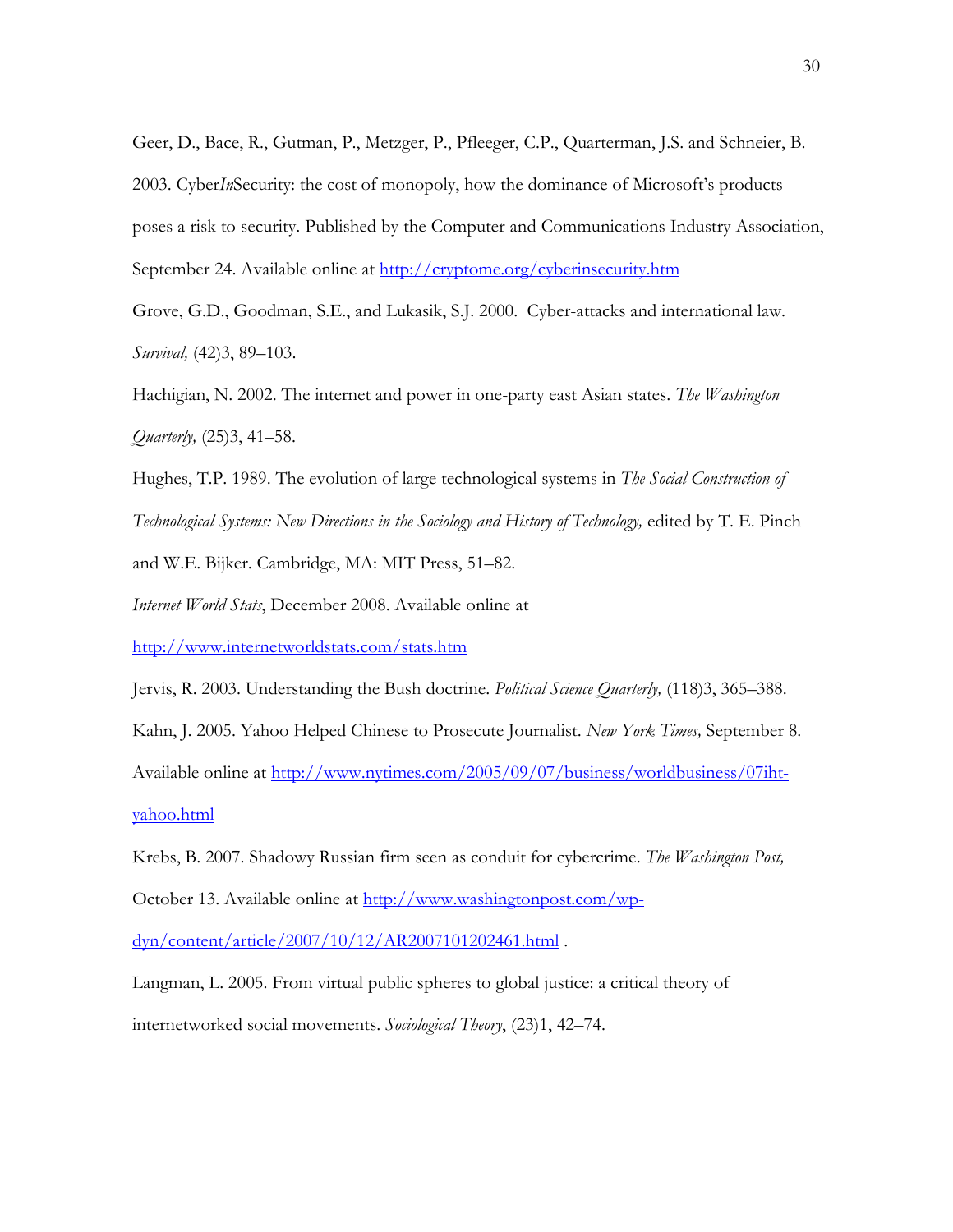Geer, D., Bace, R., Gutman, P., Metzger, P., Pfleeger, C.P., Quarterman, J.S. and Schneier, B. 2003. Cyber*In*Security: the cost of monopoly, how the dominance of Microsoft's products poses a risk to security. Published by the Computer and Communications Industry Association, September 24. Available online at http://cryptome.org/cyberinsecurity.htm

Grove, G.D., Goodman, S.E., and Lukasik, S.J. 2000. Cyber-attacks and international law. *Survival,* (42)3, 89–103.

Hachigian, N. 2002. The internet and power in one-party east Asian states. *The Washington Quarterly,* (25)3, 41–58.

Hughes, T.P. 1989. The evolution of large technological systems in *The Social Construction of Technological Systems: New Directions in the Sociology and History of Technology,* edited by T. E. Pinch and W.E. Bijker. Cambridge, MA: MIT Press, 51–82.

*Internet World Stats*, December 2008. Available online at http://www.internetworldstats.com/stats.htm

Jervis, R. 2003. Understanding the Bush doctrine. *Political Science Quarterly,* (118)3, 365–388.

Kahn, J. 2005. Yahoo Helped Chinese to Prosecute Journalist. *New York Times,* September 8. Available online at http://www.nytimes.com/2005/09/07/business/worldbusiness/07iht-yahoo.html

Krebs, B. 2007. Shadowy Russian firm seen as conduit for cybercrime. *The Washington Post,* October 13. Available online at http://www.washingtonpost.com/wp-dyn/content/article/2007/10/12/AR2007101202461.html .

Langman, L. 2005. From virtual public spheres to global justice: a critical theory of internetworked social movements. *Sociological Theory*, (23)1, 42–74.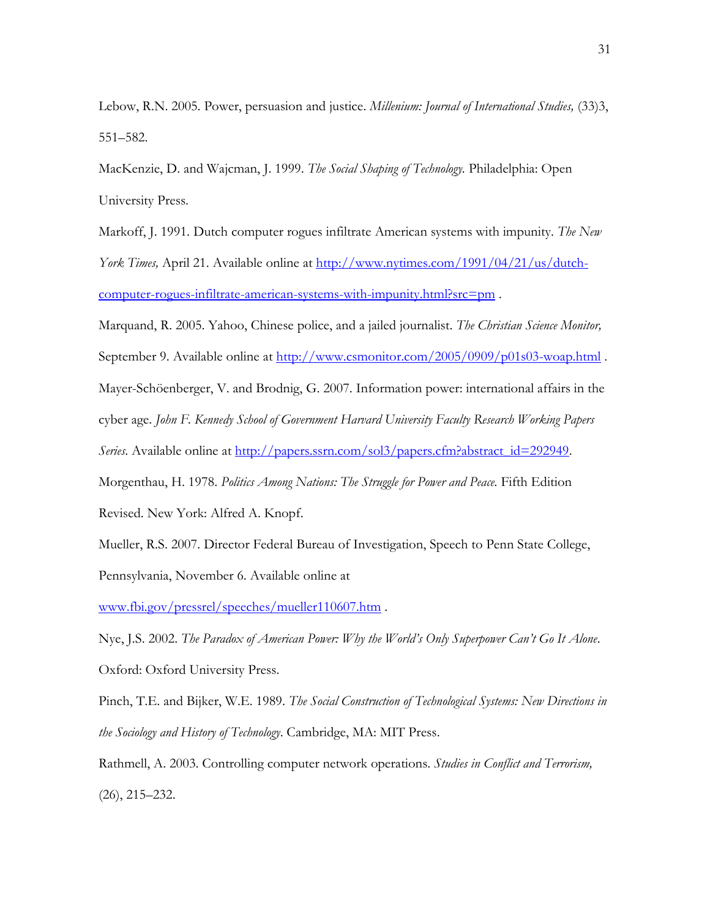Lebow, R.N. 2005. Power, persuasion and justice. *Millenium: Journal of International Studies,* (33)3, 551–582.

MacKenzie, D. and Wajcman, J. 1999. *The Social Shaping of Technology.* Philadelphia: Open University Press.

Markoff, J. 1991. Dutch computer rogues infiltrate American systems with impunity. *The New York Times,* April 21. Available online at http://www.nytimes.com/1991/04/21/us/dutch-computer-rogues-infiltrate-american-systems-with-impunity.html?src=pm .

Marquand, R. 2005. Yahoo, Chinese police, and a jailed journalist. *The Christian Science Monitor,* September 9. Available online at http://www.csmonitor.com/2005/0909/p01s03-woap.html .

Mayer-Schöenberger, V. and Brodnig, G. 2007. Information power: international affairs in the cyber age. *John F. Kennedy School of Government Harvard University Faculty Research Working Papers Series.* Available online at http://papers.ssrn.com/sol3/papers.cfm?abstract_id=292949.

Morgenthau, H. 1978. *Politics Among Nations: The Struggle for Power and Peace.* Fifth Edition Revised. New York: Alfred A. Knopf.

Mueller, R.S. 2007. Director Federal Bureau of Investigation, Speech to Penn State College, Pennsylvania, November 6. Available online at www.fbi.gov/pressrel/speeches/mueller110607.htm .

Nye, J.S. 2002. *The Paradox of American Power: Why the World's Only Superpower Can't Go It Alone.* Oxford: Oxford University Press.

Pinch, T.E. and Bijker, W.E. 1989. *The Social Construction of Technological Systems: New Directions in the Sociology and History of Technology.* Cambridge, MA: MIT Press.

Rathmell, A. 2003. Controlling computer network operations. *Studies in Conflict and Terrorism,* (26), 215–232.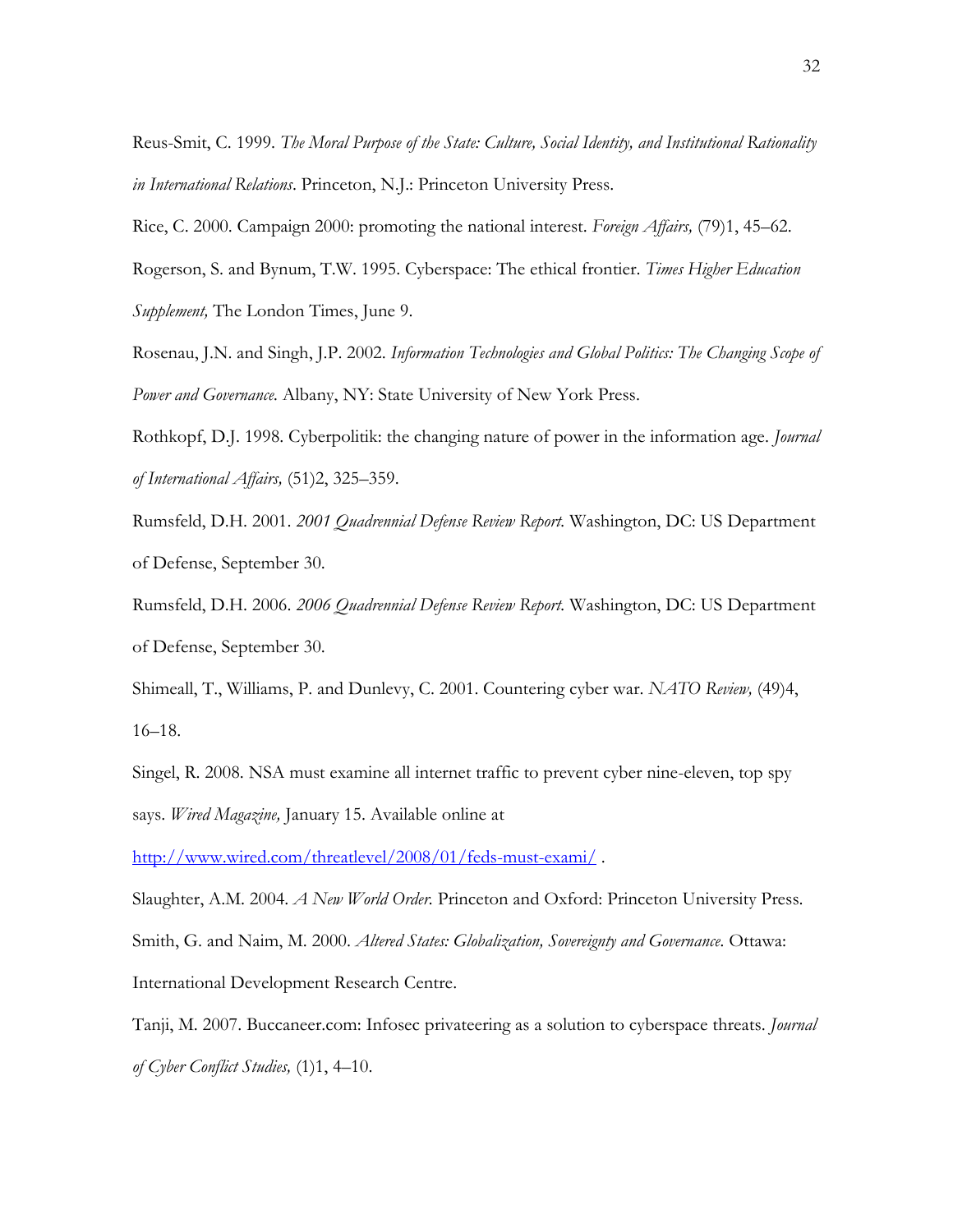Reus-Smit, C. 1999. *The Moral Purpose of the State: Culture, Social Identity, and Institutional Rationality in International Relations*. Princeton, N.J.: Princeton University Press.

Rice, C. 2000. Campaign 2000: promoting the national interest. *Foreign Affairs,* (79)1, 45–62.

Rogerson, S. and Bynum, T.W. 1995. Cyberspace: The ethical frontier. *Times Higher Education Supplement,* The London Times, June 9.

Rosenau, J.N. and Singh, J.P. 2002. *Information Technologies and Global Politics: The Changing Scope of Power and Governance.* Albany, NY: State University of New York Press.

Rothkopf, D.J. 1998. Cyberpolitik: the changing nature of power in the information age. *Journal of International Affairs,* (51)2, 325–359.

Rumsfeld, D.H. 2001. *2001 Quadrennial Defense Review Report.* Washington, DC: US Department of Defense, September 30.

Rumsfeld, D.H. 2006. *2006 Quadrennial Defense Review Report.* Washington, DC: US Department of Defense, September 30.

Shimeall, T., Williams, P. and Dunlevy, C. 2001. Countering cyber war. *NATO Review,* (49)4, 16–18.

Singel, R. 2008. NSA must examine all internet traffic to prevent cyber nine-eleven, top spy says. *Wired Magazine,* January 15. Available online at http://www.wired.com/threatlevel/2008/01/feds-must-exami/ .

Slaughter, A.M. 2004. *A New World Order.* Princeton and Oxford: Princeton University Press.

Smith, G. and Naim, M. 2000. *Altered States: Globalization, Sovereignty and Governance.* Ottawa: International Development Research Centre.

Tanji, M. 2007. Buccaneer.com: Infosec privateering as a solution to cyberspace threats. *Journal of Cyber Conflict Studies,* (1)1, 4–10.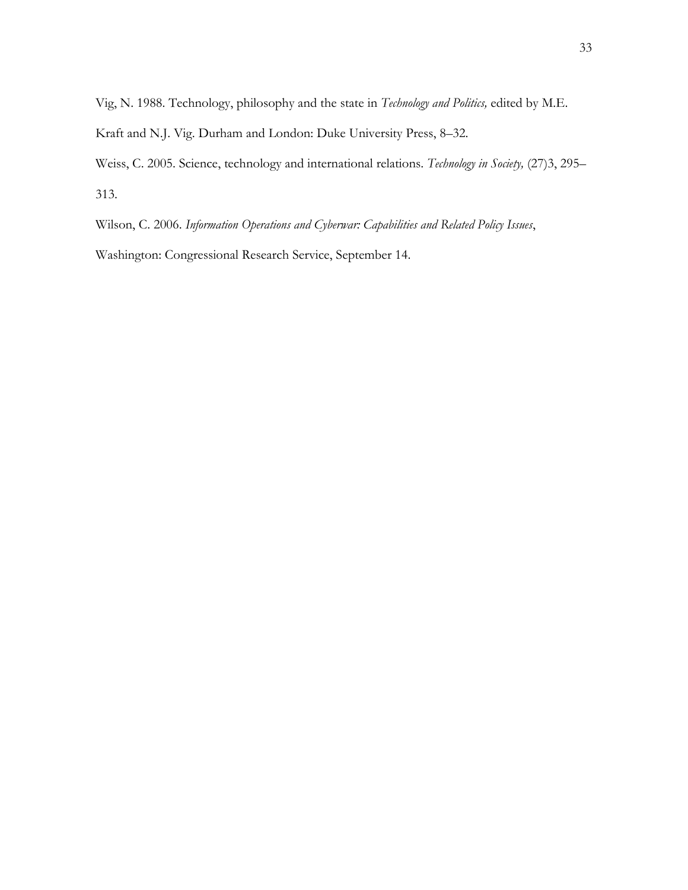Vig, N. 1988. Technology, philosophy and the state in *Technology and Politics,* edited by M.E. Kraft and N.J. Vig. Durham and London: Duke University Press, 8–32.

Weiss, C. 2005. Science, technology and international relations. *Technology in Society,* (27)3, 295–313.

Wilson, C. 2006. *Information Operations and Cyberwar: Capabilities and Related Policy Issues*, Washington: Congressional Research Service, September 14.